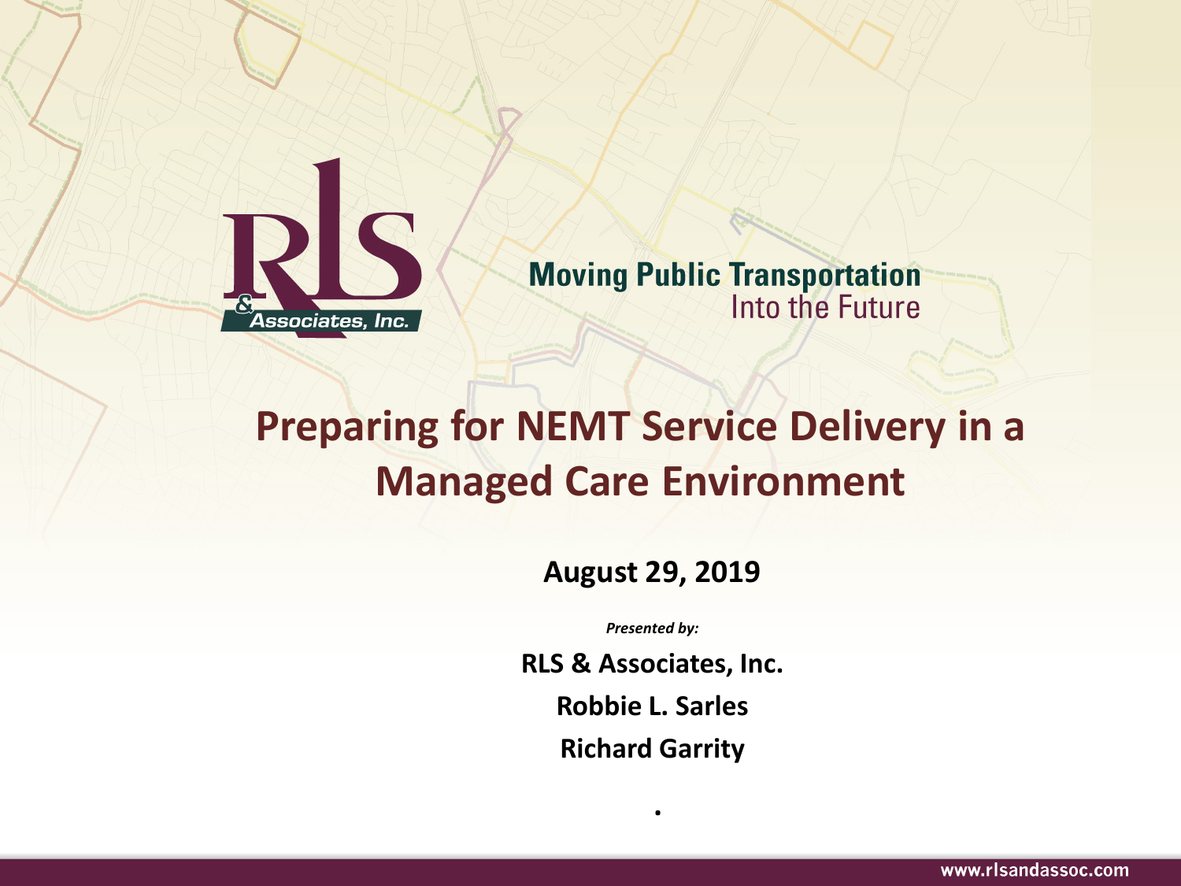RLS & Associates, Inc.

**Moving Public Transportation**
Into the Future

# Preparing for NEMT Service Delivery in a Managed Care Environment

**August 29, 2019**

***Presented by:***

**RLS & Associates, Inc.**

**Robbie L. Sarles**

**Richard Garrity**

.

www.rlsandassoc.com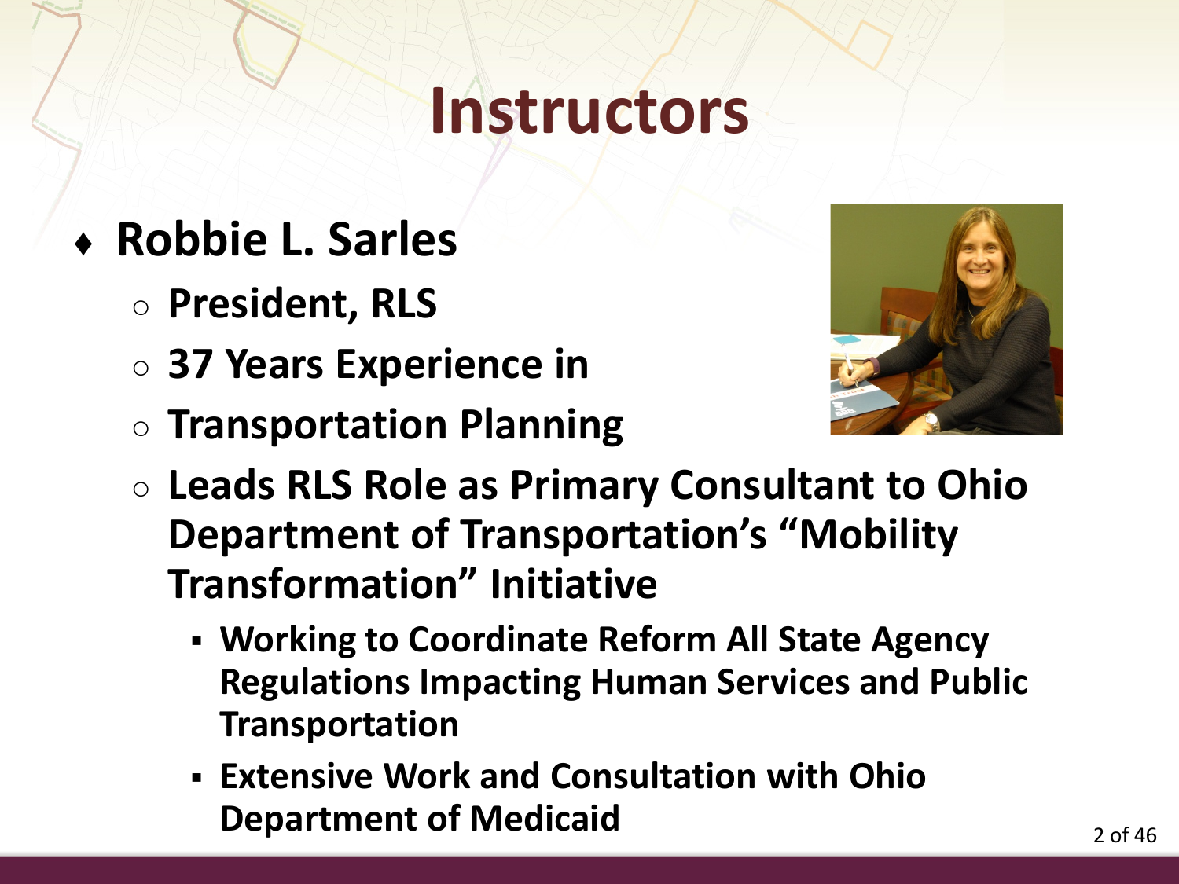# Instructors

- **Robbie L. Sarles**
  - **President, RLS**
  - **37 Years Experience in**
  - **Transportation Planning**
  - **Leads RLS Role as Primary Consultant to Ohio Department of Transportation's "Mobility Transformation" Initiative**
    - **Working to Coordinate Reform All State Agency Regulations Impacting Human Services and Public Transportation**
    - **Extensive Work and Consultation with Ohio Department of Medicaid**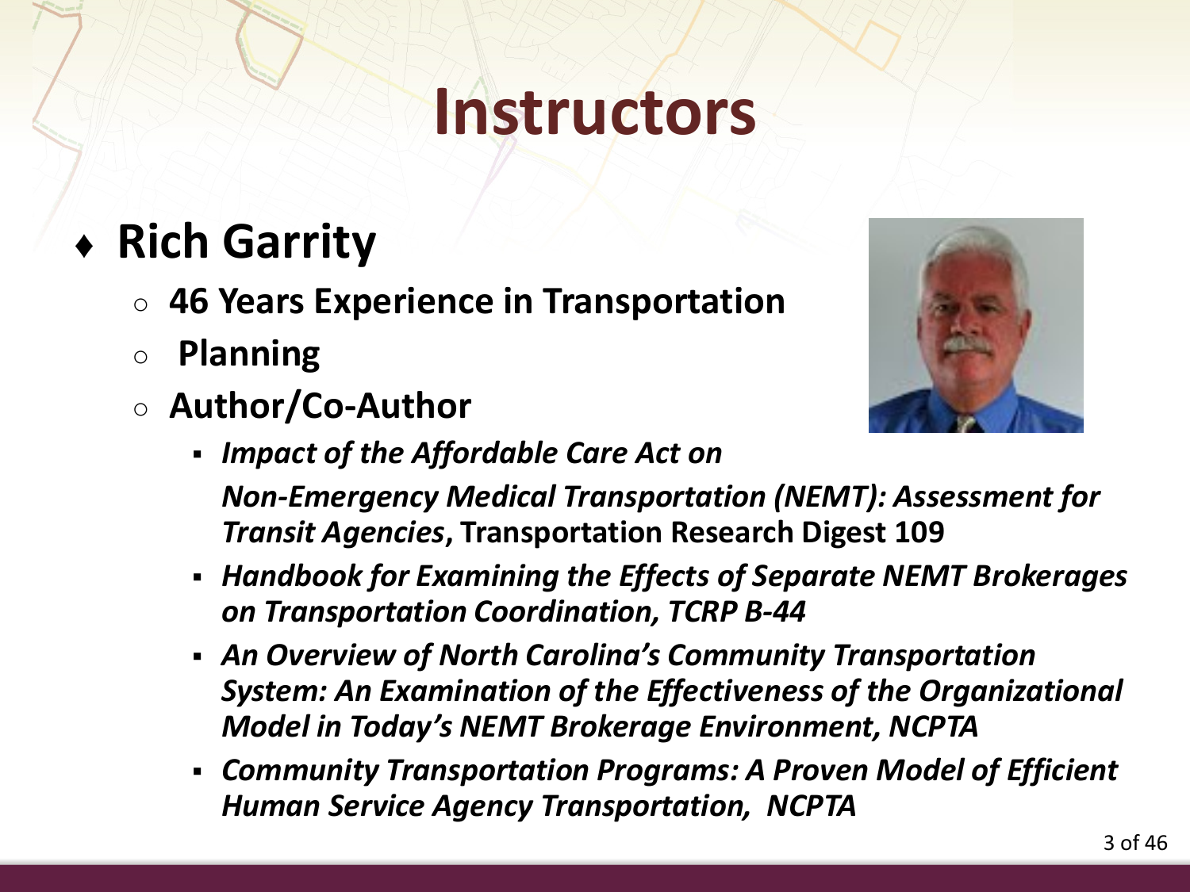# Instructors

- **Rich Garrity**
  - **46 Years Experience in Transportation**
  - **Planning**
  - **Author/Co-Author**
    - ***Impact of the Affordable Care Act on Non-Emergency Medical Transportation (NEMT): Assessment for Transit Agencies*, Transportation Research Digest 109**
    - ***Handbook for Examining the Effects of Separate NEMT Brokerages on Transportation Coordination, TCRP B-44***
    - ***An Overview of North Carolina's Community Transportation System: An Examination of the Effectiveness of the Organizational Model in Today's NEMT Brokerage Environment, NCPTA***
    - ***Community Transportation Programs: A Proven Model of Efficient Human Service Agency Transportation, NCPTA***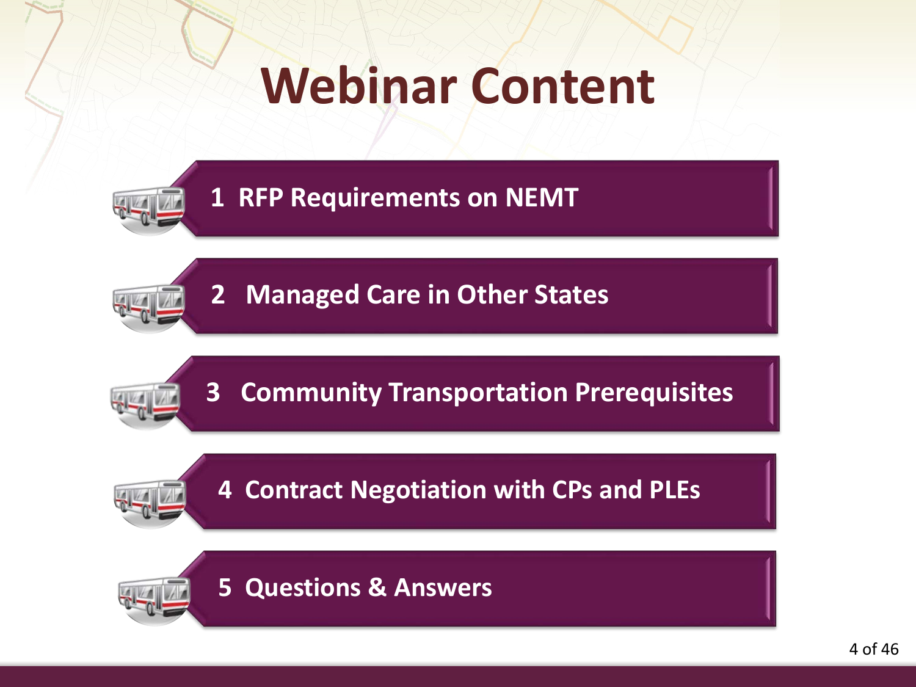# Webinar Content

1. RFP Requirements on NEMT
2. Managed Care in Other States
3. Community Transportation Prerequisites
4. Contract Negotiation with CPs and PLEs
5. Questions & Answers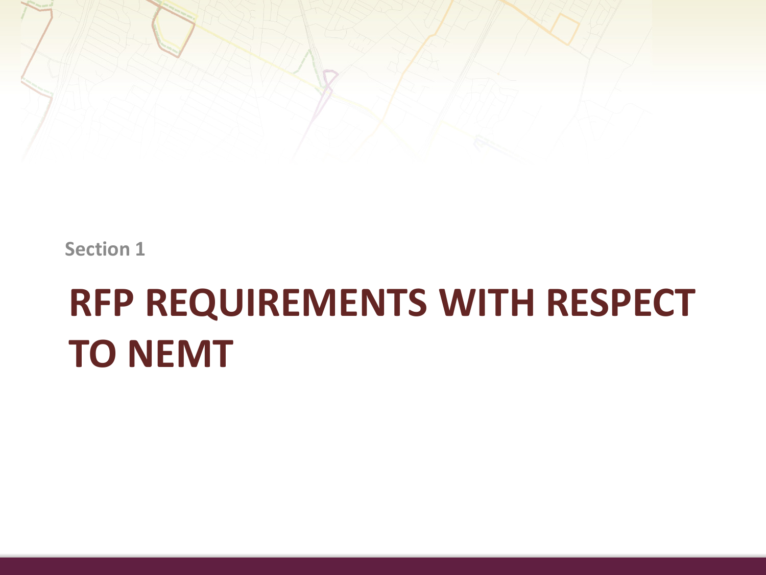Section 1

# RFP REQUIREMENTS WITH RESPECT TO NEMT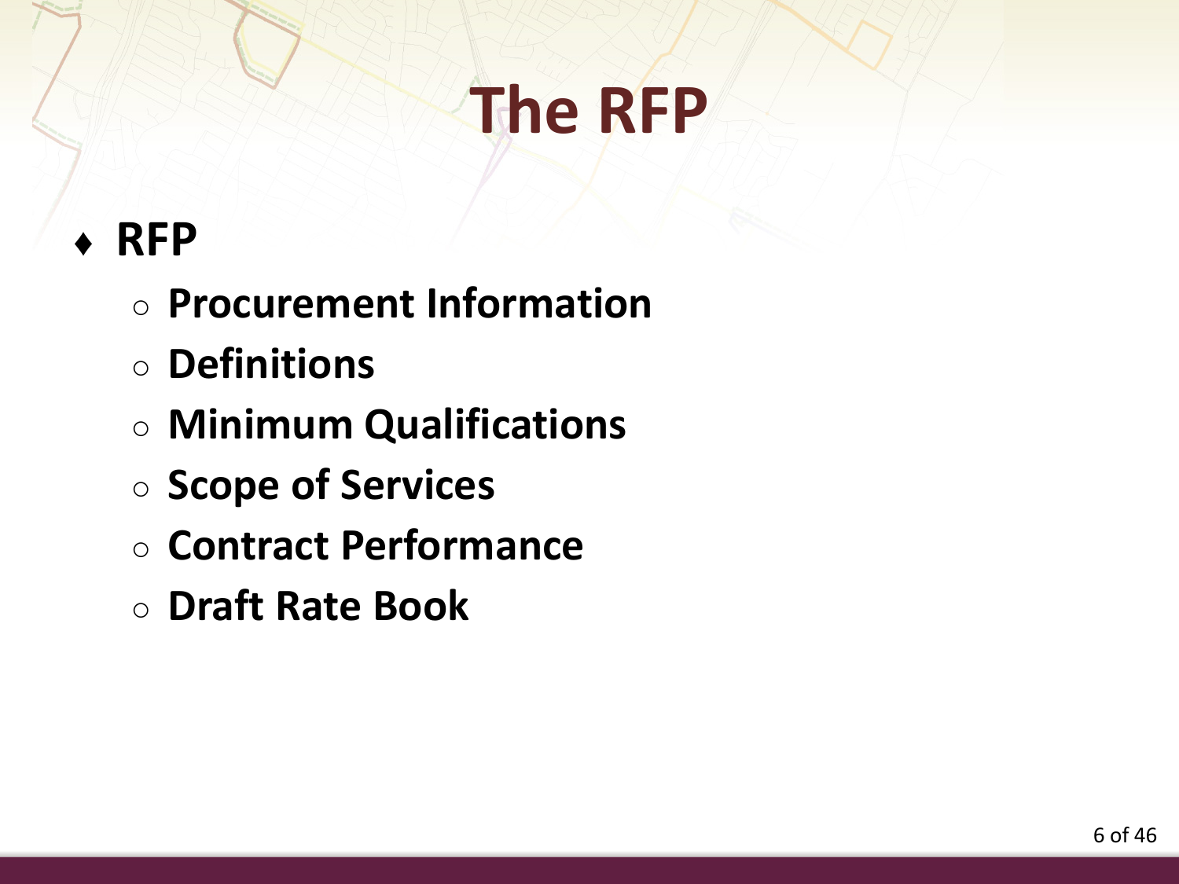# The RFP

- **RFP**
  - **Procurement Information**
  - **Definitions**
  - **Minimum Qualifications**
  - **Scope of Services**
  - **Contract Performance**
  - **Draft Rate Book**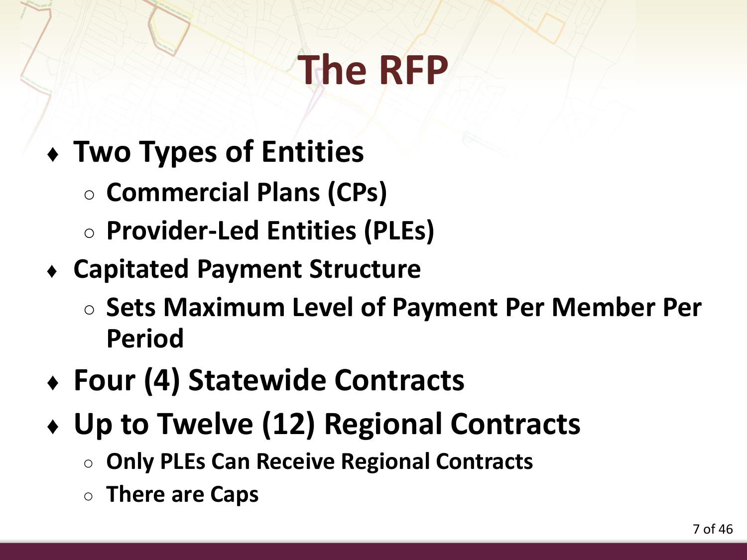# The RFP

- **Two Types of Entities**
  - **Commercial Plans (CPs)**
  - **Provider-Led Entities (PLEs)**
- **Capitated Payment Structure**
  - **Sets Maximum Level of Payment Per Member Per Period**
- **Four (4) Statewide Contracts**
- **Up to Twelve (12) Regional Contracts**
  - **Only PLEs Can Receive Regional Contracts**
  - **There are Caps**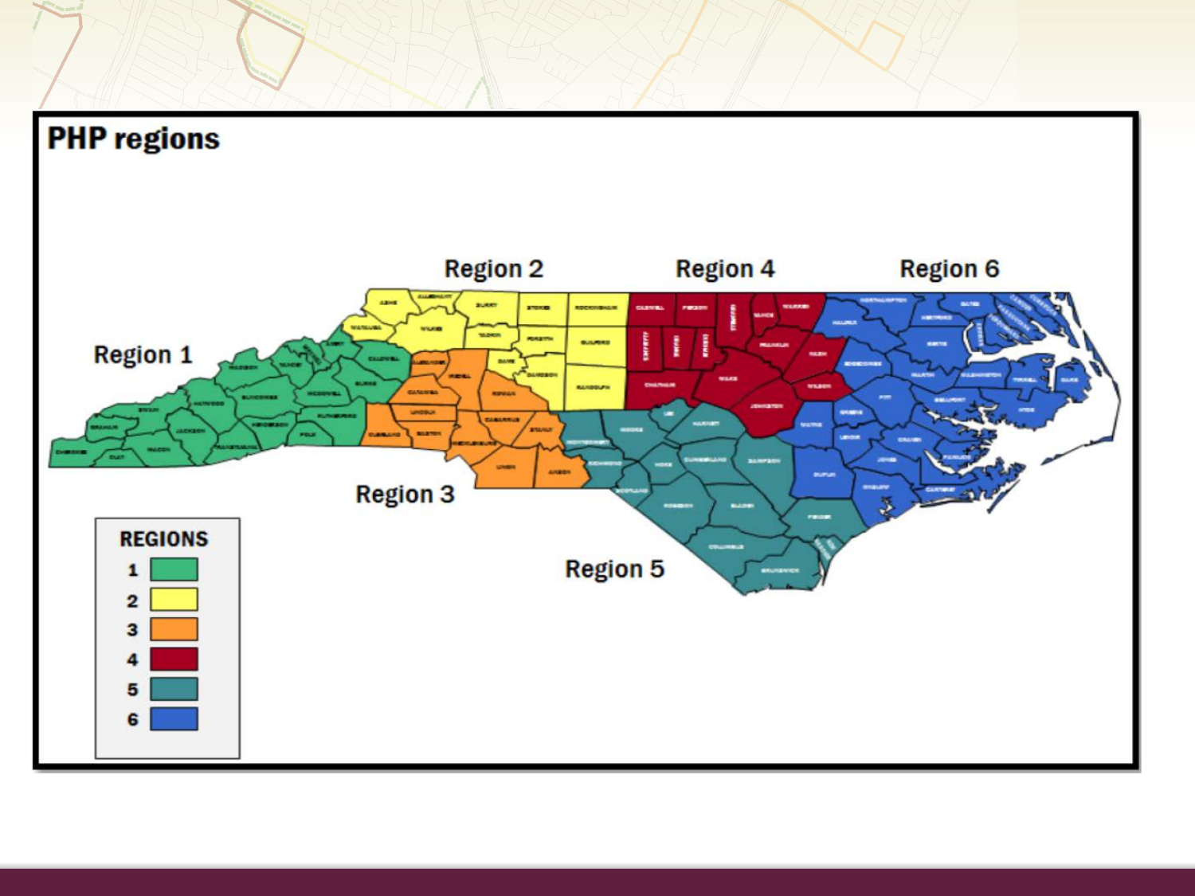# PHP regions

Region 1

Region 2

Region 3

Region 4

Region 5

Region 6

| REGIONS |
| --- |
| 1 |
| 2 |
| 3 |
| 4 |
| 5 |
| 6 |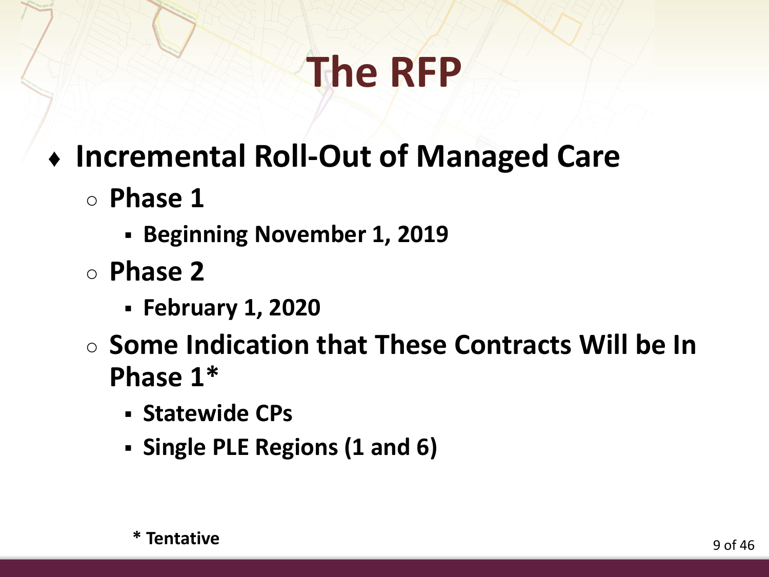# The RFP

- **Incremental Roll-Out of Managed Care**
  - **Phase 1**
    - **Beginning November 1, 2019**
  - **Phase 2**
    - **February 1, 2020**
  - **Some Indication that These Contracts Will be In Phase 1***
    - **Statewide CPs**
    - **Single PLE Regions (1 and 6)**

**\* Tentative**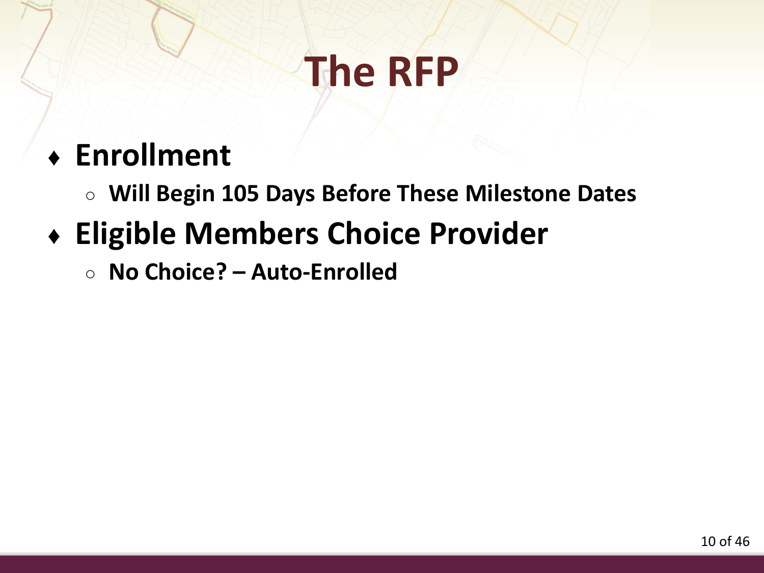# The RFP

- **Enrollment**
  - **Will Begin 105 Days Before These Milestone Dates**
- **Eligible Members Choice Provider**
  - **No Choice? – Auto-Enrolled**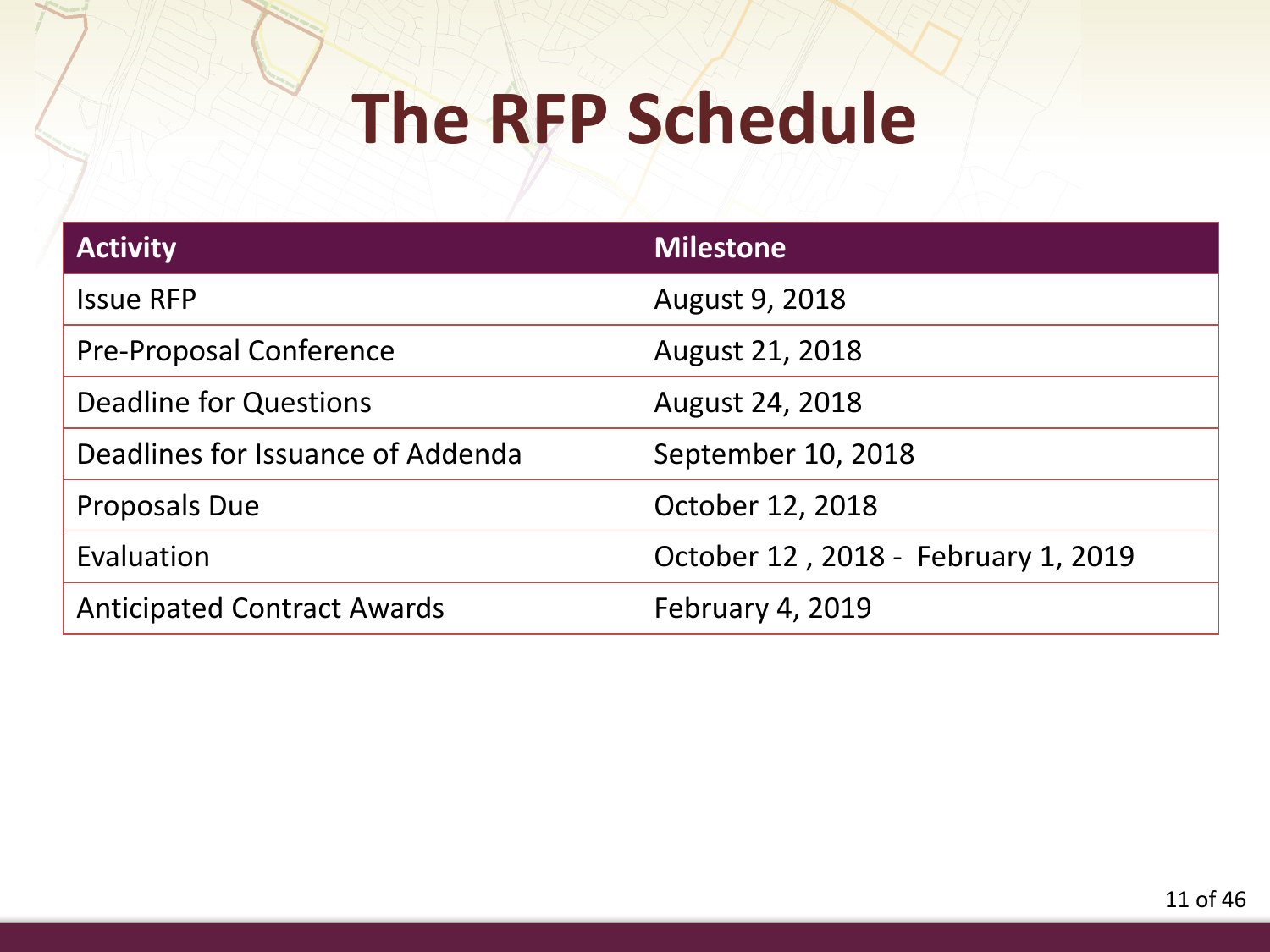# The RFP Schedule

| Activity | Milestone |
| --- | --- |
| Issue RFP | August 9, 2018 |
| Pre-Proposal Conference | August 21, 2018 |
| Deadline for Questions | August 24, 2018 |
| Deadlines for Issuance of Addenda | September 10, 2018 |
| Proposals Due | October 12, 2018 |
| Evaluation | October 12 , 2018 - February 1, 2019 |
| Anticipated Contract Awards | February 4, 2019 |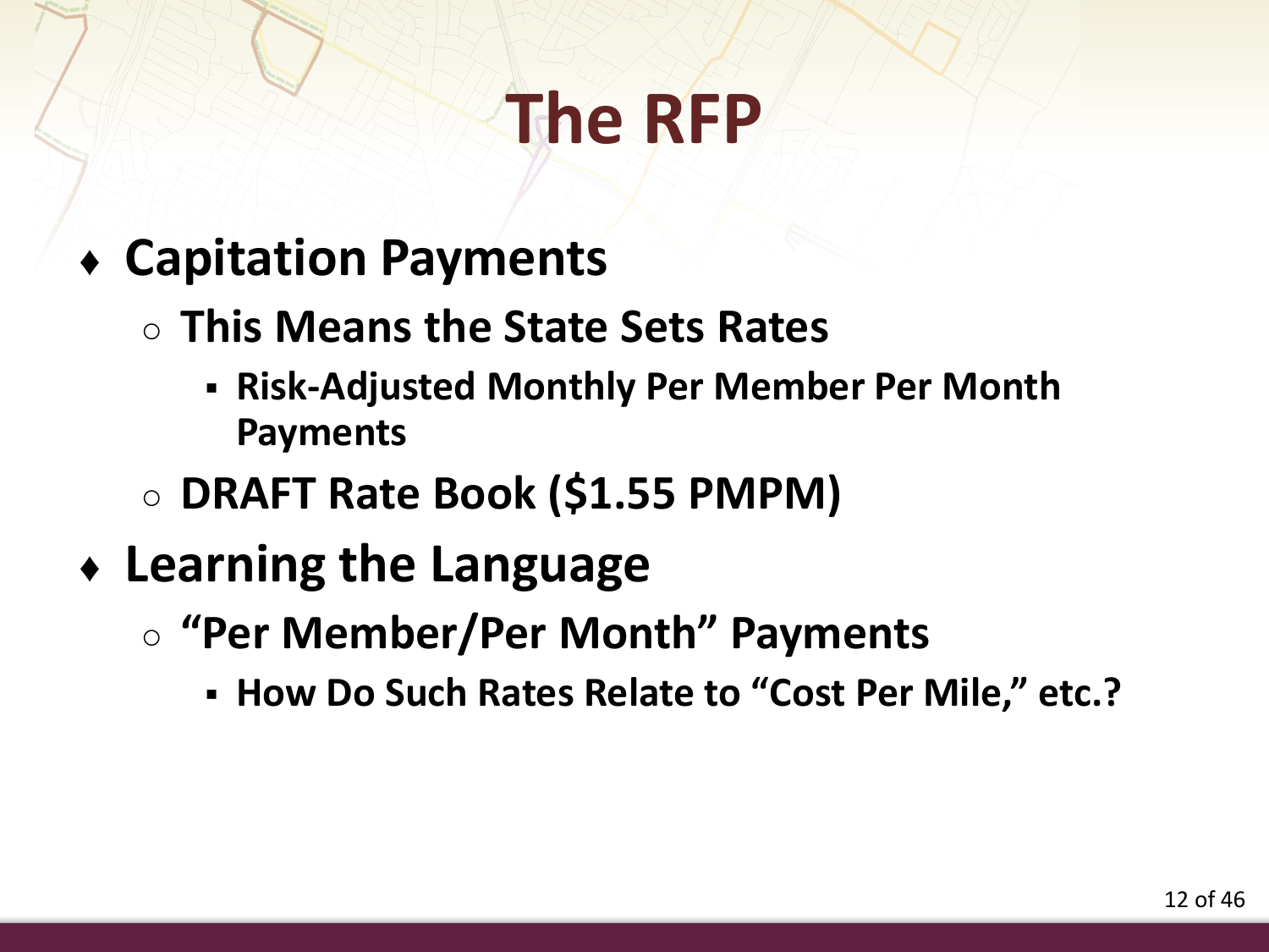# The RFP

- **Capitation Payments**
  - **This Means the State Sets Rates**
    - **Risk-Adjusted Monthly Per Member Per Month Payments**
  - **DRAFT Rate Book ($1.55 PMPM)**
- **Learning the Language**
  - **"Per Member/Per Month" Payments**
    - **How Do Such Rates Relate to "Cost Per Mile," etc.?**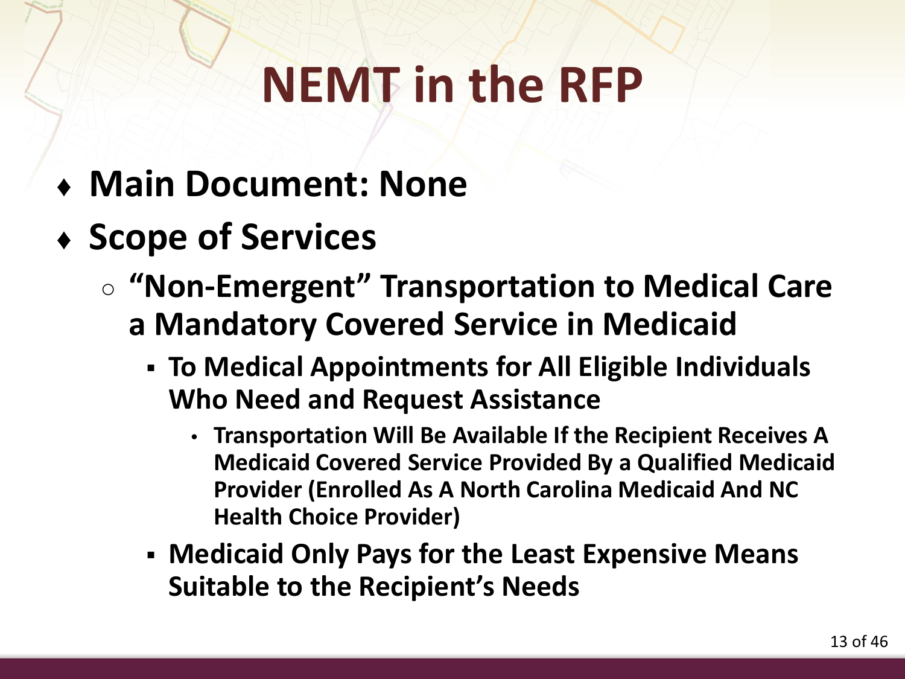# NEMT in the RFP

- **Main Document: None**
- **Scope of Services**
  - **"Non-Emergent" Transportation to Medical Care a Mandatory Covered Service in Medicaid**
    - **To Medical Appointments for All Eligible Individuals Who Need and Request Assistance**
      - **Transportation Will Be Available If the Recipient Receives A Medicaid Covered Service Provided By a Qualified Medicaid Provider (Enrolled As A North Carolina Medicaid And NC Health Choice Provider)**
    - **Medicaid Only Pays for the Least Expensive Means Suitable to the Recipient's Needs**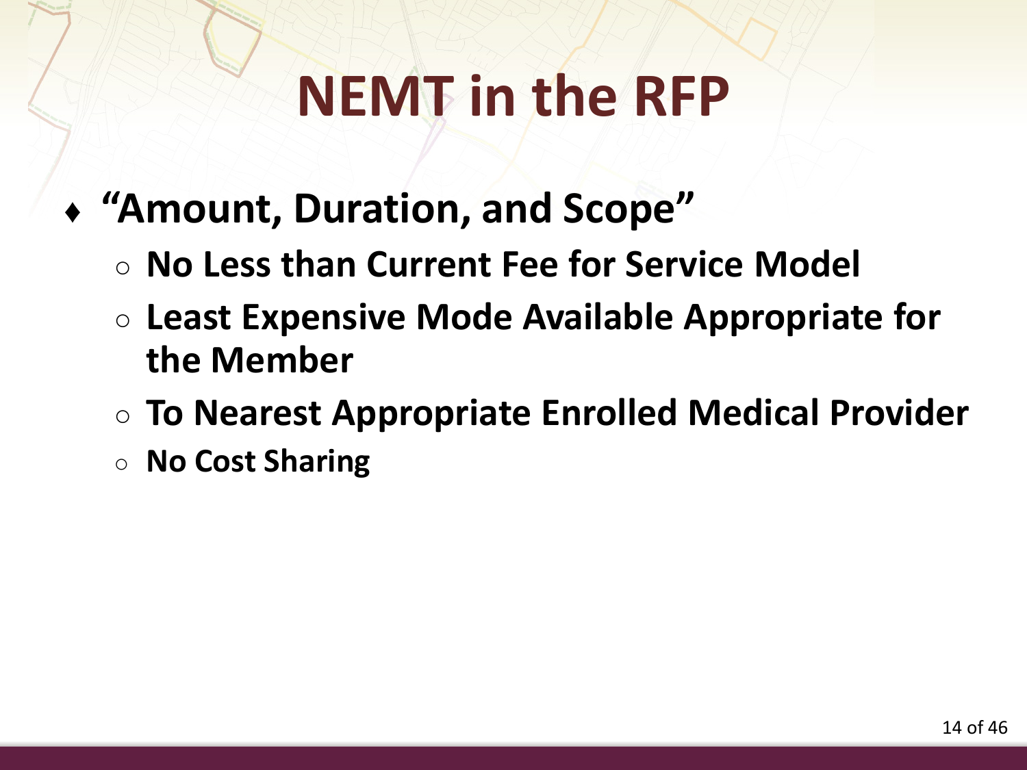# NEMT in the RFP

- **"Amount, Duration, and Scope"**
  - **No Less than Current Fee for Service Model**
  - **Least Expensive Mode Available Appropriate for the Member**
  - **To Nearest Appropriate Enrolled Medical Provider**
  - **No Cost Sharing**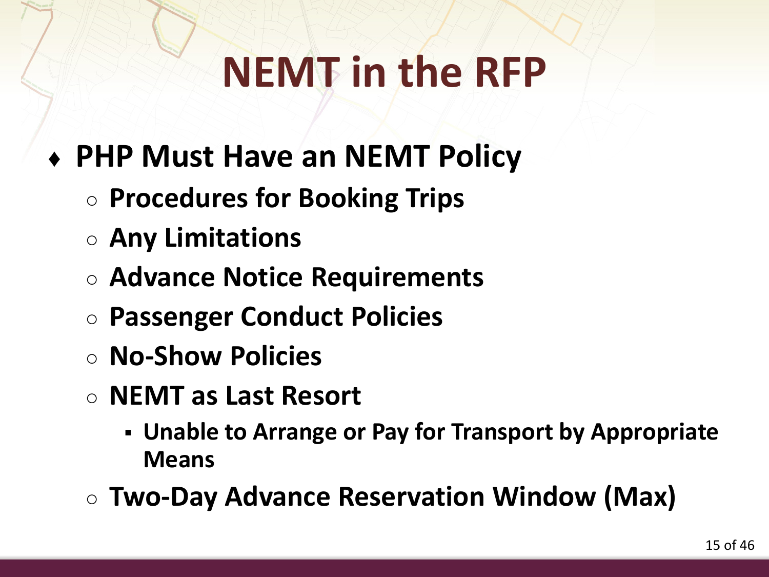# NEMT in the RFP

- **PHP Must Have an NEMT Policy**
  - **Procedures for Booking Trips**
  - **Any Limitations**
  - **Advance Notice Requirements**
  - **Passenger Conduct Policies**
  - **No-Show Policies**
  - **NEMT as Last Resort**
    - **Unable to Arrange or Pay for Transport by Appropriate Means**
  - **Two-Day Advance Reservation Window (Max)**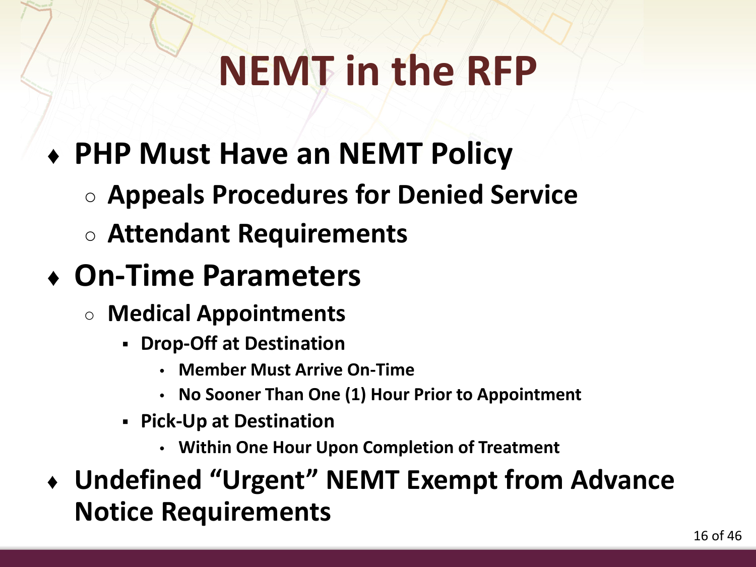# NEMT in the RFP

- **PHP Must Have an NEMT Policy**
  - **Appeals Procedures for Denied Service**
  - **Attendant Requirements**
- **On-Time Parameters**
  - **Medical Appointments**
    - **Drop-Off at Destination**
      - **Member Must Arrive On-Time**
      - **No Sooner Than One (1) Hour Prior to Appointment**
    - **Pick-Up at Destination**
      - **Within One Hour Upon Completion of Treatment**
- **Undefined "Urgent" NEMT Exempt from Advance Notice Requirements**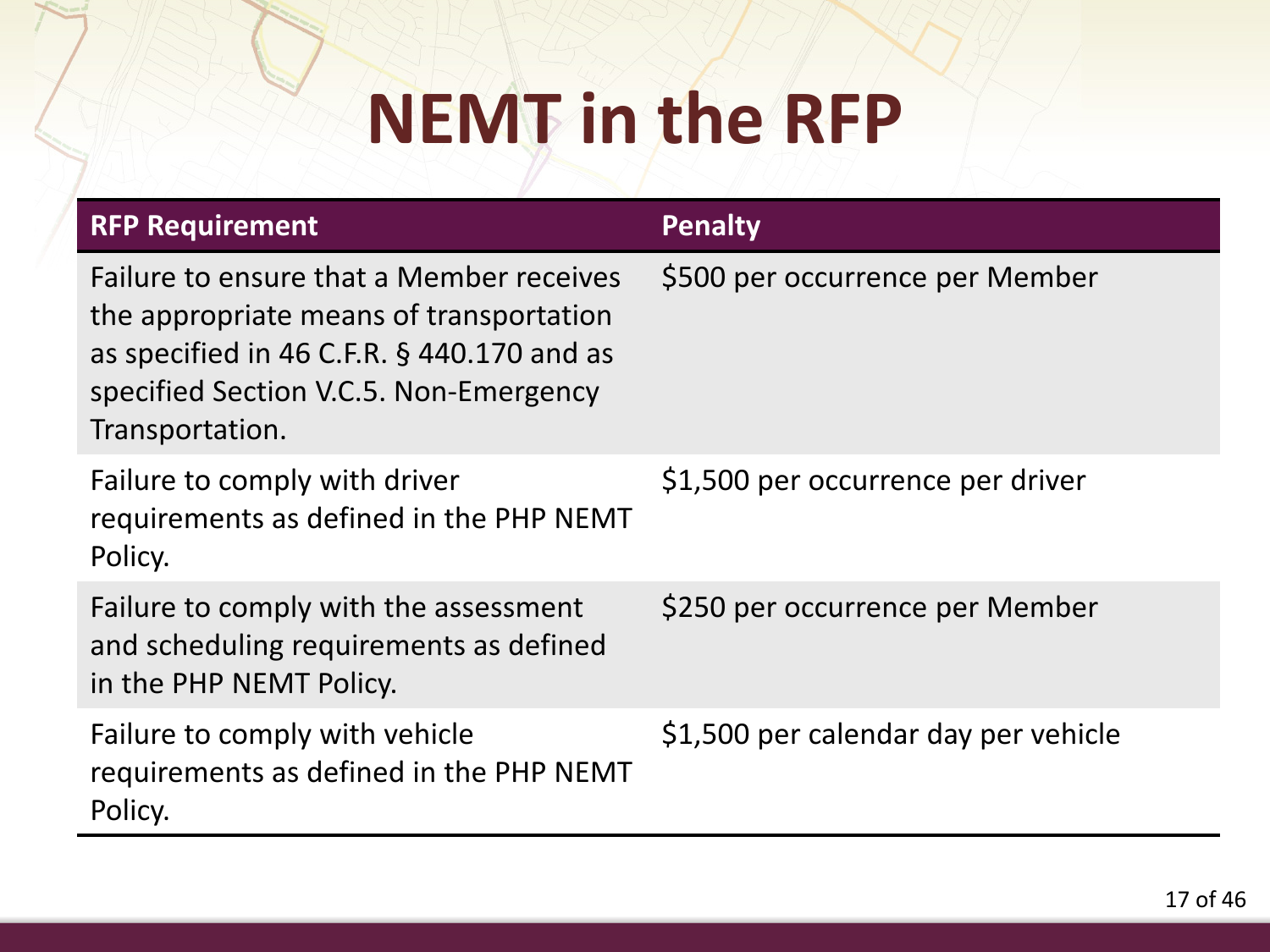# NEMT in the RFP

| RFP Requirement | Penalty |
|---|---|
| Failure to ensure that a Member receives the appropriate means of transportation as specified in 46 C.F.R. § 440.170 and as specified Section V.C.5. Non-Emergency Transportation. | $500 per occurrence per Member |
| Failure to comply with driver requirements as defined in the PHP NEMT Policy. | $1,500 per occurrence per driver |
| Failure to comply with the assessment and scheduling requirements as defined in the PHP NEMT Policy. | $250 per occurrence per Member |
| Failure to comply with vehicle requirements as defined in the PHP NEMT Policy. | $1,500 per calendar day per vehicle |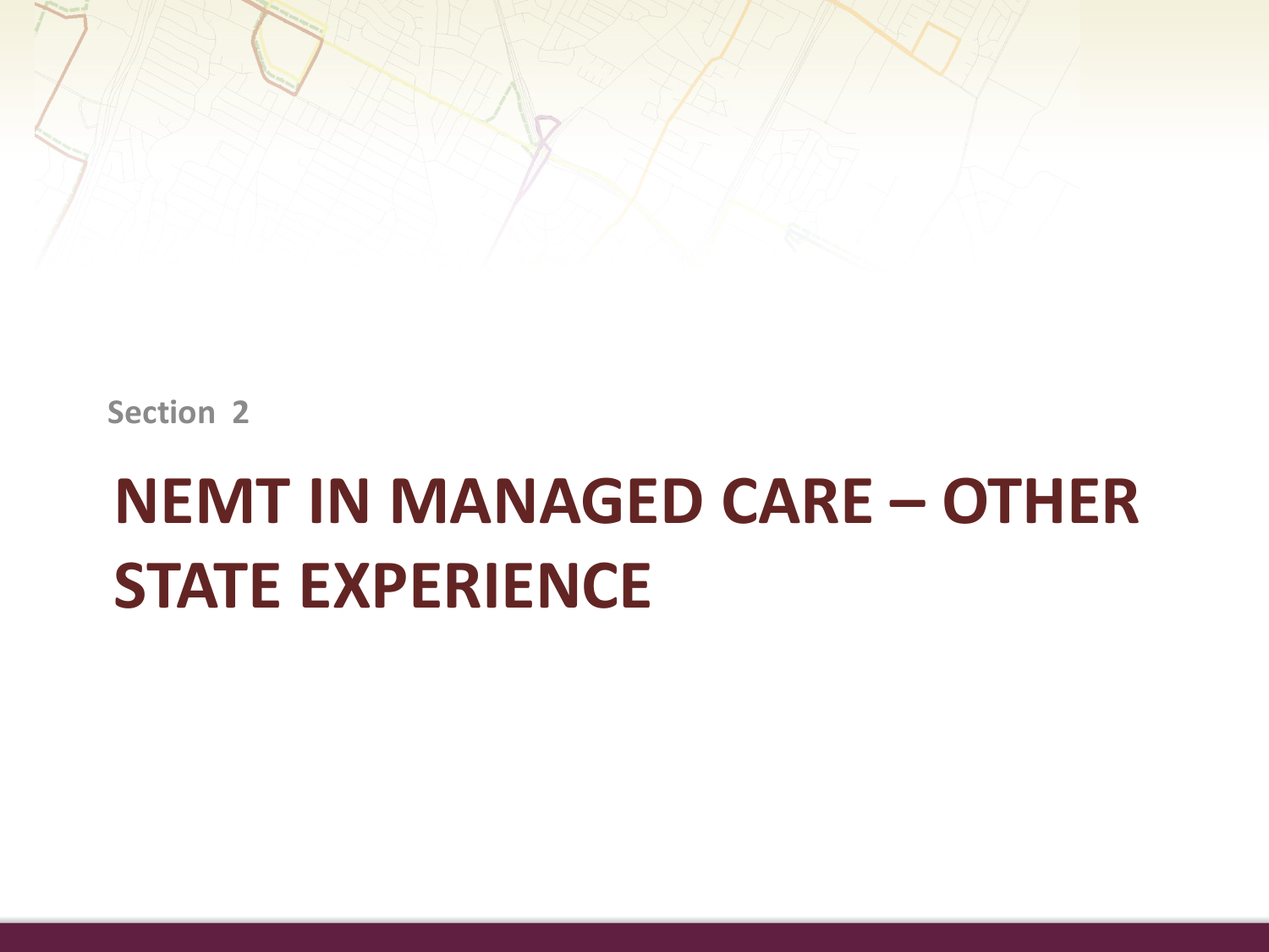Section 2

# NEMT IN MANAGED CARE – OTHER STATE EXPERIENCE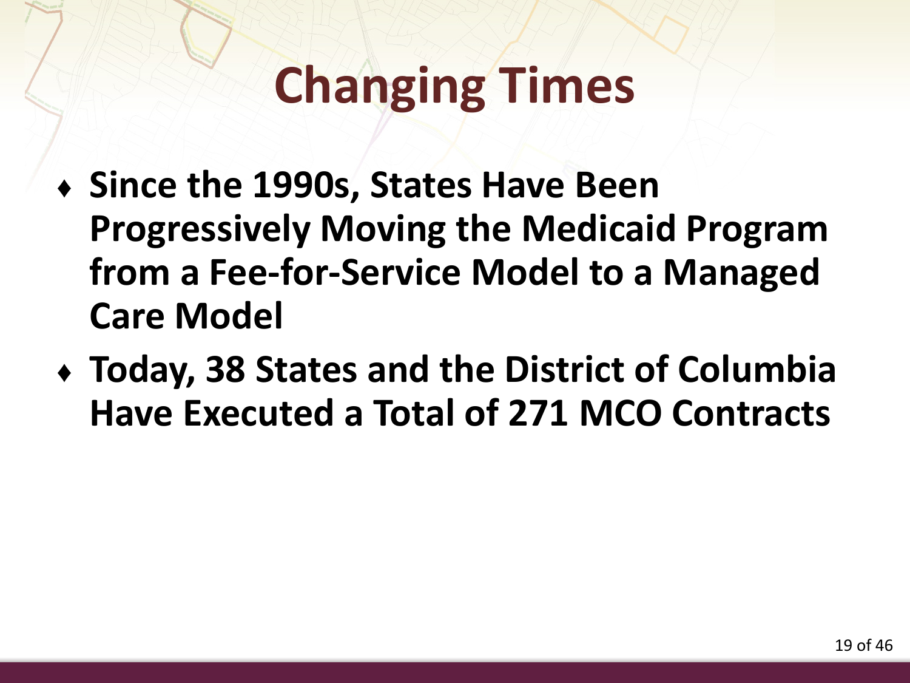# Changing Times

- **Since the 1990s, States Have Been Progressively Moving the Medicaid Program from a Fee-for-Service Model to a Managed Care Model**
- **Today, 38 States and the District of Columbia Have Executed a Total of 271 MCO Contracts**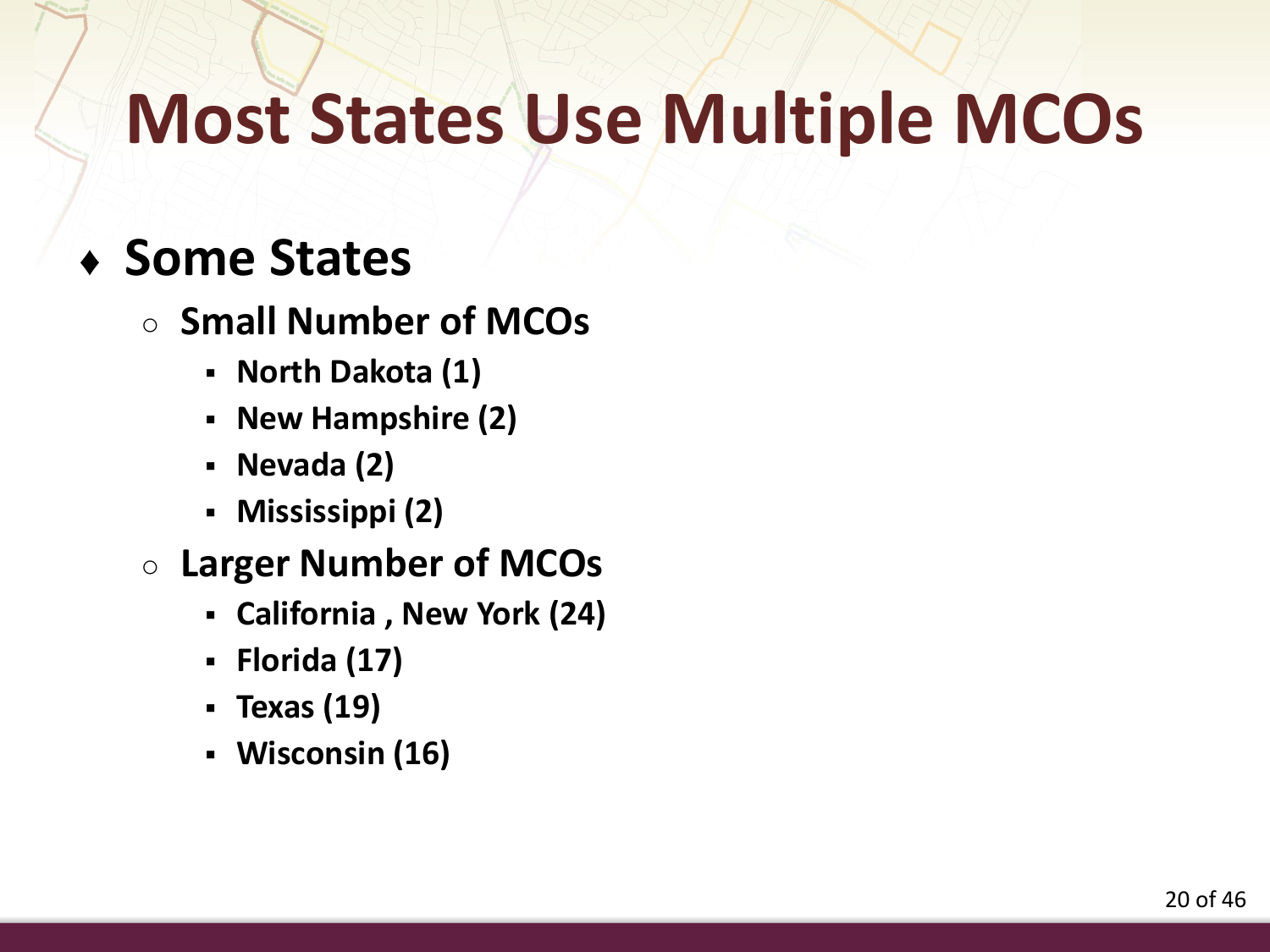# Most States Use Multiple MCOs

- **Some States**
  - **Small Number of MCOs**
    - **North Dakota (1)**
    - **New Hampshire (2)**
    - **Nevada (2)**
    - **Mississippi (2)**
  - **Larger Number of MCOs**
    - **California , New York (24)**
    - **Florida (17)**
    - **Texas (19)**
    - **Wisconsin (16)**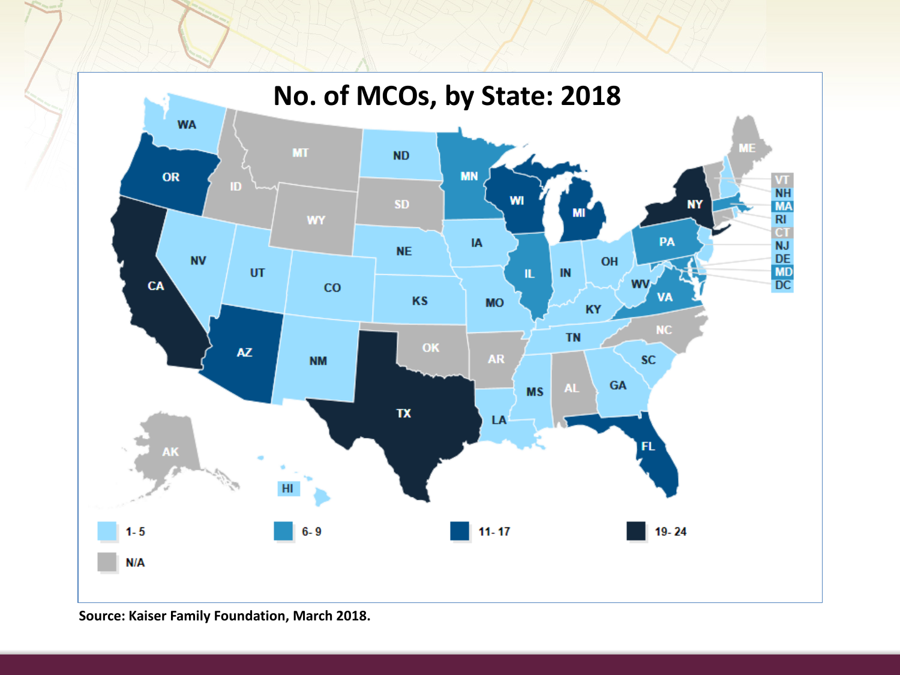# No. of MCOs, by State: 2018

Source: Kaiser Family Foundation, March 2018.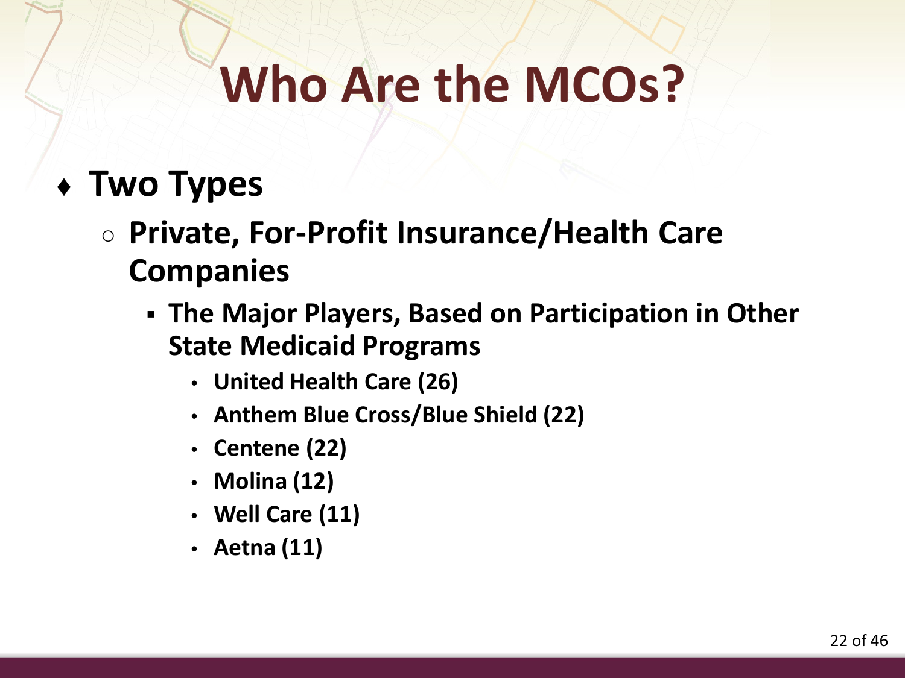# Who Are the MCOs?

- **Two Types**
  - **Private, For-Profit Insurance/Health Care Companies**
    - **The Major Players, Based on Participation in Other State Medicaid Programs**
      - **United Health Care (26)**
      - **Anthem Blue Cross/Blue Shield (22)**
      - **Centene (22)**
      - **Molina (12)**
      - **Well Care (11)**
      - **Aetna (11)**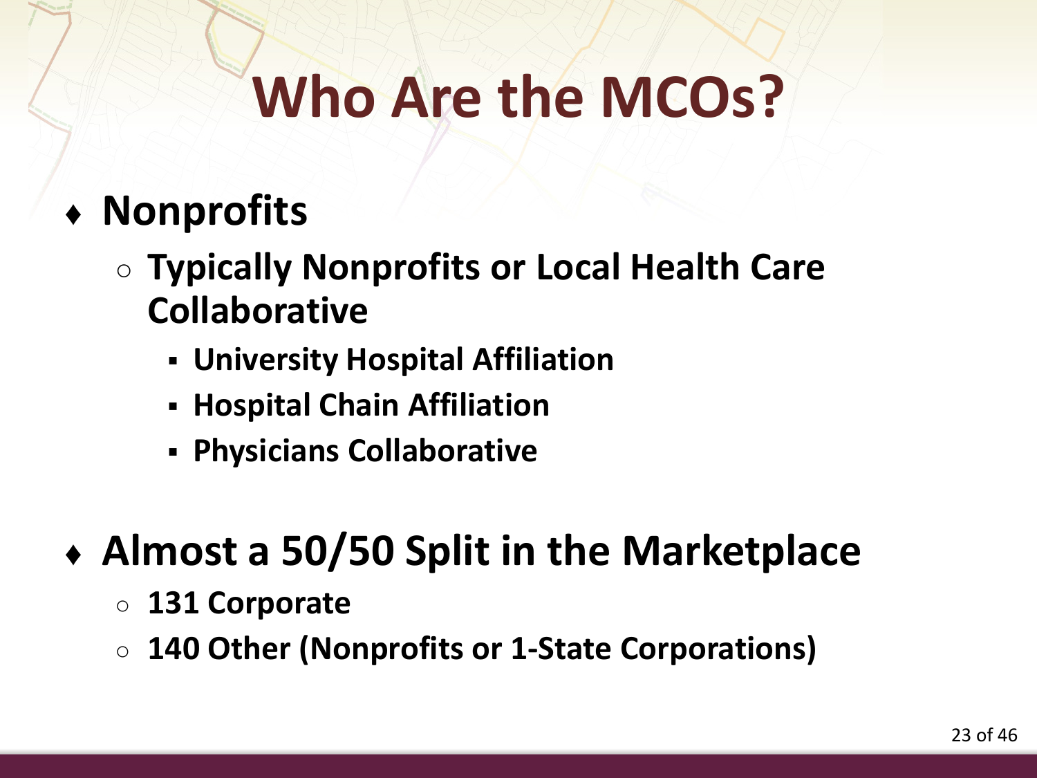# Who Are the MCOs?

- **Nonprofits**
  - **Typically Nonprofits or Local Health Care Collaborative**
    - **University Hospital Affiliation**
    - **Hospital Chain Affiliation**
    - **Physicians Collaborative**

- **Almost a 50/50 Split in the Marketplace**
  - **131 Corporate**
  - **140 Other (Nonprofits or 1-State Corporations)**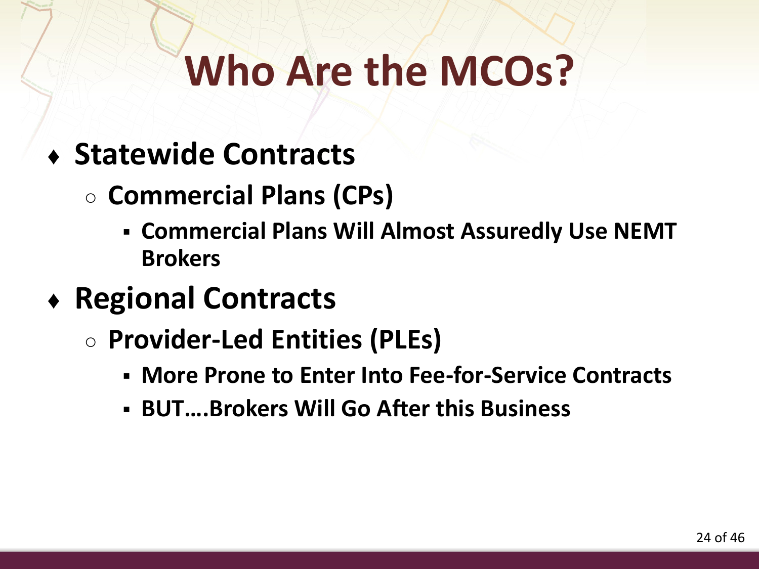# Who Are the MCOs?

- **Statewide Contracts**
  - **Commercial Plans (CPs)**
    - **Commercial Plans Will Almost Assuredly Use NEMT Brokers**
- **Regional Contracts**
  - **Provider-Led Entities (PLEs)**
    - **More Prone to Enter Into Fee-for-Service Contracts**
    - **BUT….Brokers Will Go After this Business**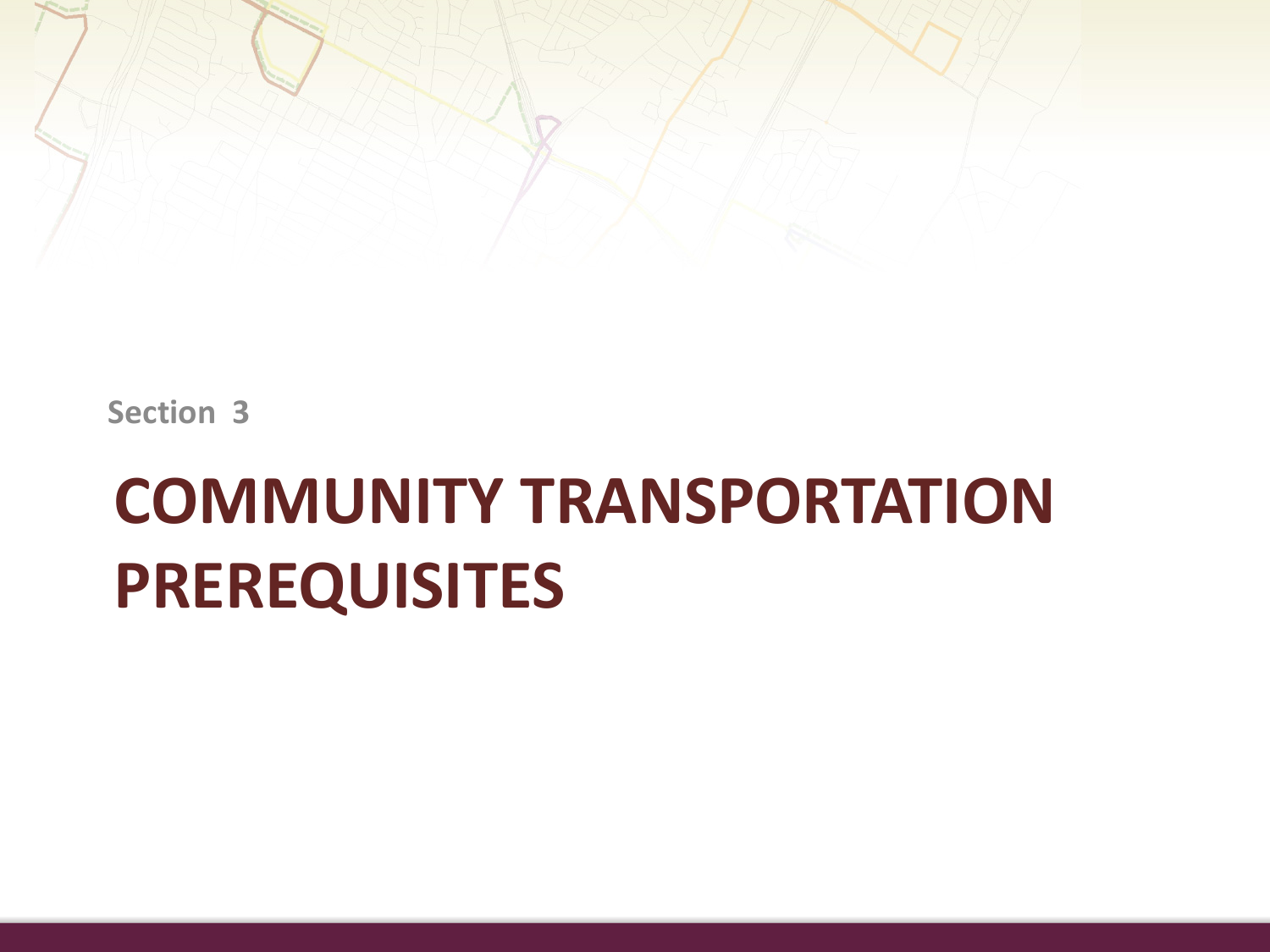Section 3

# COMMUNITY TRANSPORTATION PREREQUISITES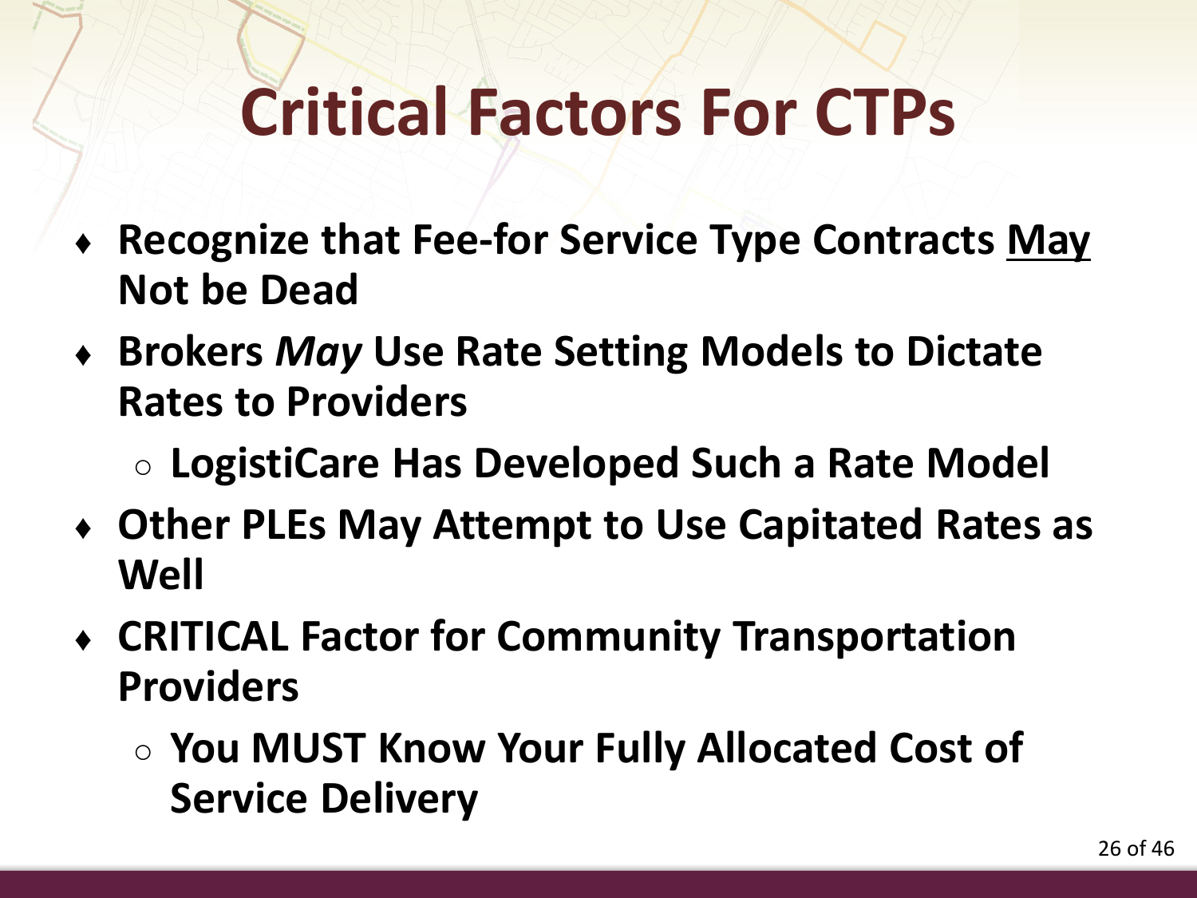# Critical Factors For CTPs

- **Recognize that Fee-for Service Type Contracts <u>May</u> Not be Dead**
- **Brokers *May* Use Rate Setting Models to Dictate Rates to Providers**
  - **LogistiCare Has Developed Such a Rate Model**
- **Other PLEs May Attempt to Use Capitated Rates as Well**
- **CRITICAL Factor for Community Transportation Providers**
  - **You MUST Know Your Fully Allocated Cost of Service Delivery**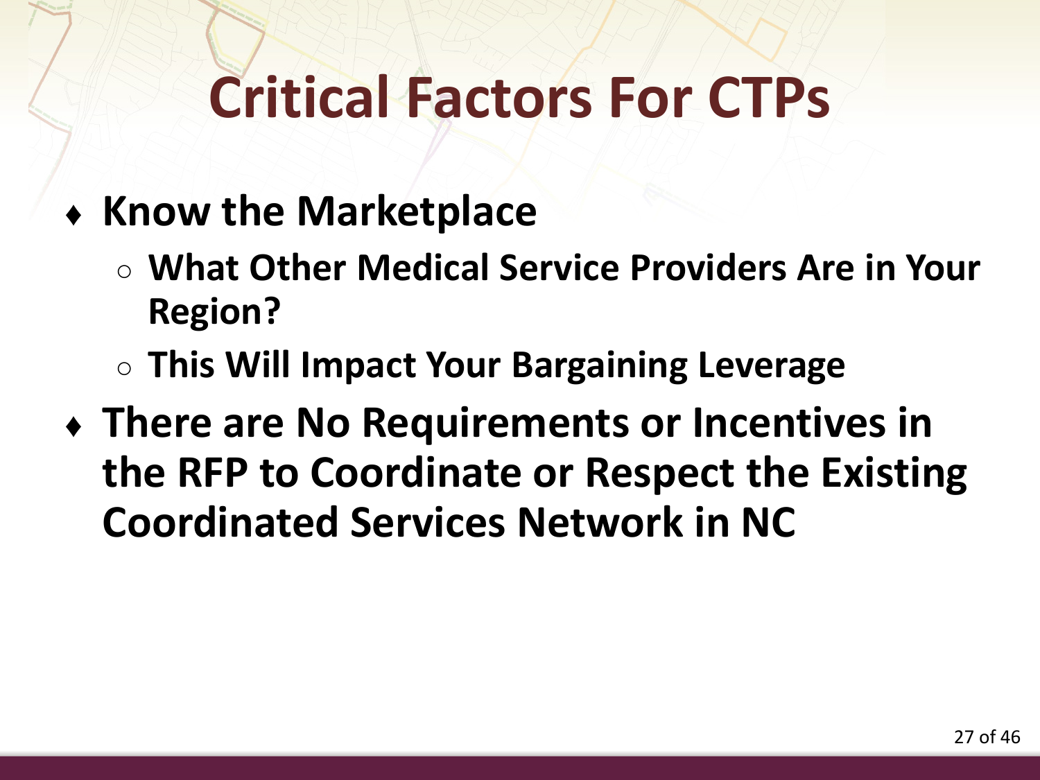# Critical Factors For CTPs

- **Know the Marketplace**
  - **What Other Medical Service Providers Are in Your Region?**
  - **This Will Impact Your Bargaining Leverage**
- **There are No Requirements or Incentives in the RFP to Coordinate or Respect the Existing Coordinated Services Network in NC**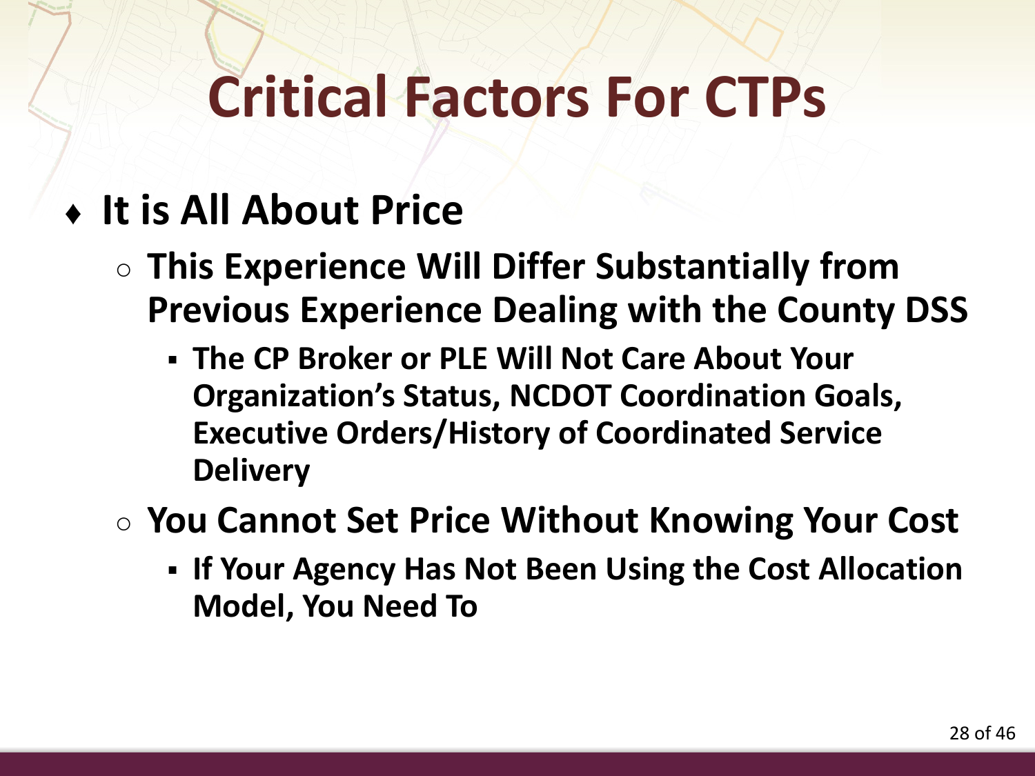# Critical Factors For CTPs

- **It is All About Price**
  - **This Experience Will Differ Substantially from Previous Experience Dealing with the County DSS**
    - **The CP Broker or PLE Will Not Care About Your Organization's Status, NCDOT Coordination Goals, Executive Orders/History of Coordinated Service Delivery**
  - **You Cannot Set Price Without Knowing Your Cost**
    - **If Your Agency Has Not Been Using the Cost Allocation Model, You Need To**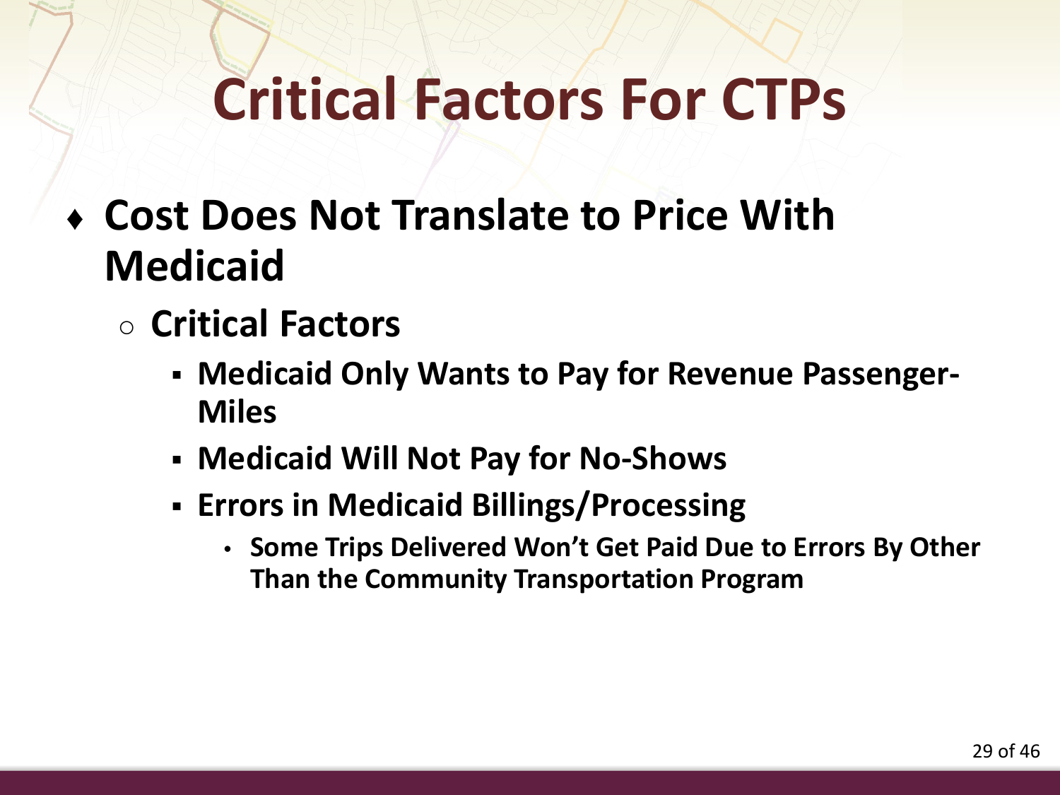# Critical Factors For CTPs

- **Cost Does Not Translate to Price With Medicaid**
  - **Critical Factors**
    - **Medicaid Only Wants to Pay for Revenue Passenger-Miles**
    - **Medicaid Will Not Pay for No-Shows**
    - **Errors in Medicaid Billings/Processing**
      - **Some Trips Delivered Won't Get Paid Due to Errors By Other Than the Community Transportation Program**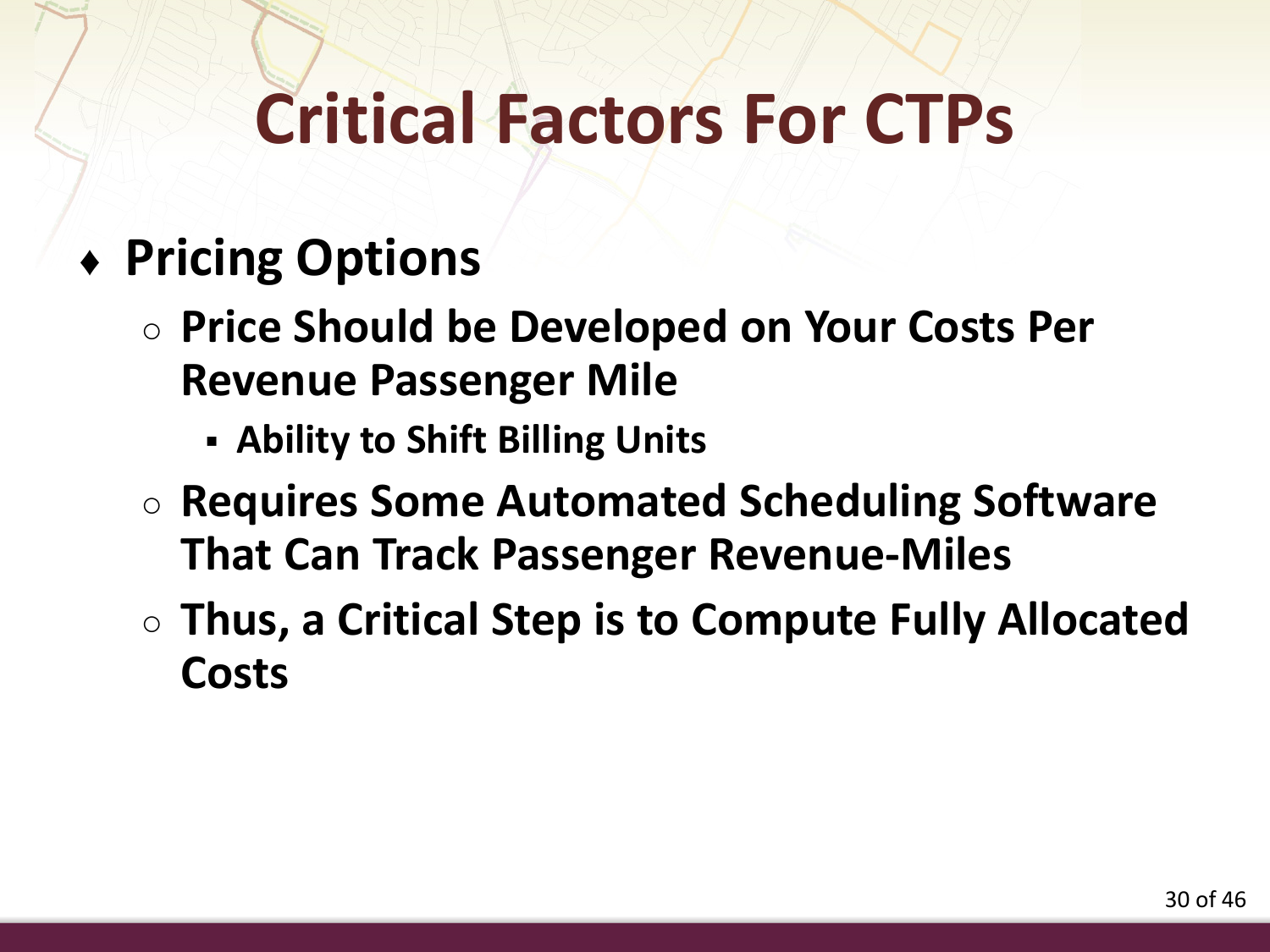# Critical Factors For CTPs

- **Pricing Options**
  - **Price Should be Developed on Your Costs Per Revenue Passenger Mile**
    - **Ability to Shift Billing Units**
  - **Requires Some Automated Scheduling Software That Can Track Passenger Revenue-Miles**
  - **Thus, a Critical Step is to Compute Fully Allocated Costs**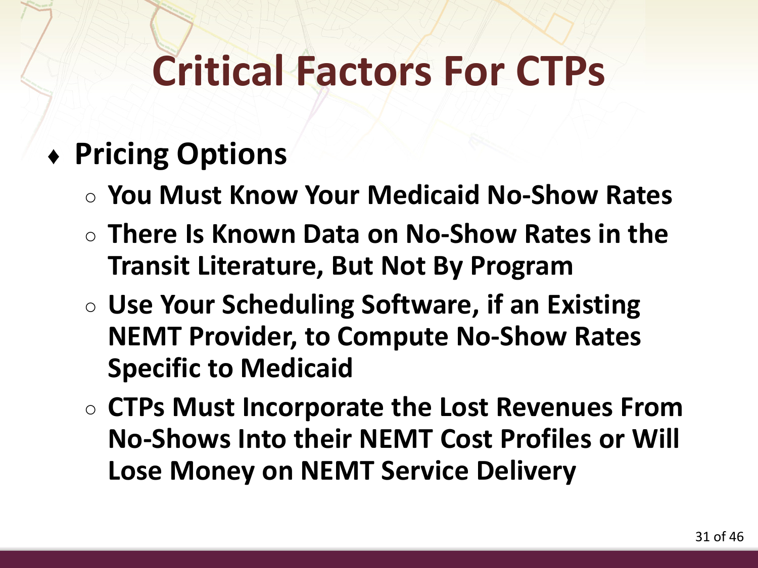# Critical Factors For CTPs

- **Pricing Options**
  - **You Must Know Your Medicaid No-Show Rates**
  - **There Is Known Data on No-Show Rates in the Transit Literature, But Not By Program**
  - **Use Your Scheduling Software, if an Existing NEMT Provider, to Compute No-Show Rates Specific to Medicaid**
  - **CTPs Must Incorporate the Lost Revenues From No-Shows Into their NEMT Cost Profiles or Will Lose Money on NEMT Service Delivery**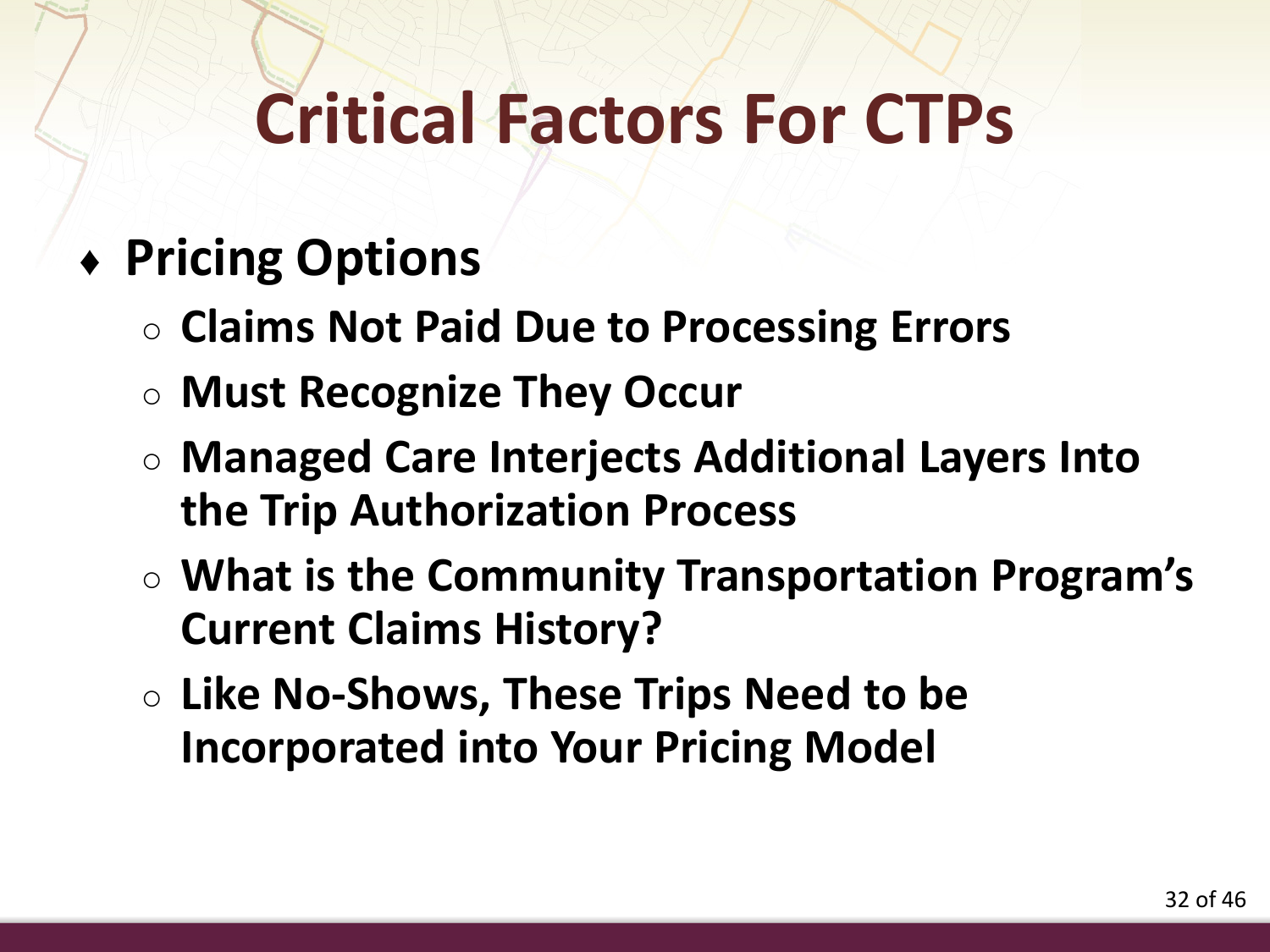# Critical Factors For CTPs

- **Pricing Options**
  - **Claims Not Paid Due to Processing Errors**
  - **Must Recognize They Occur**
  - **Managed Care Interjects Additional Layers Into the Trip Authorization Process**
  - **What is the Community Transportation Program's Current Claims History?**
  - **Like No-Shows, These Trips Need to be Incorporated into Your Pricing Model**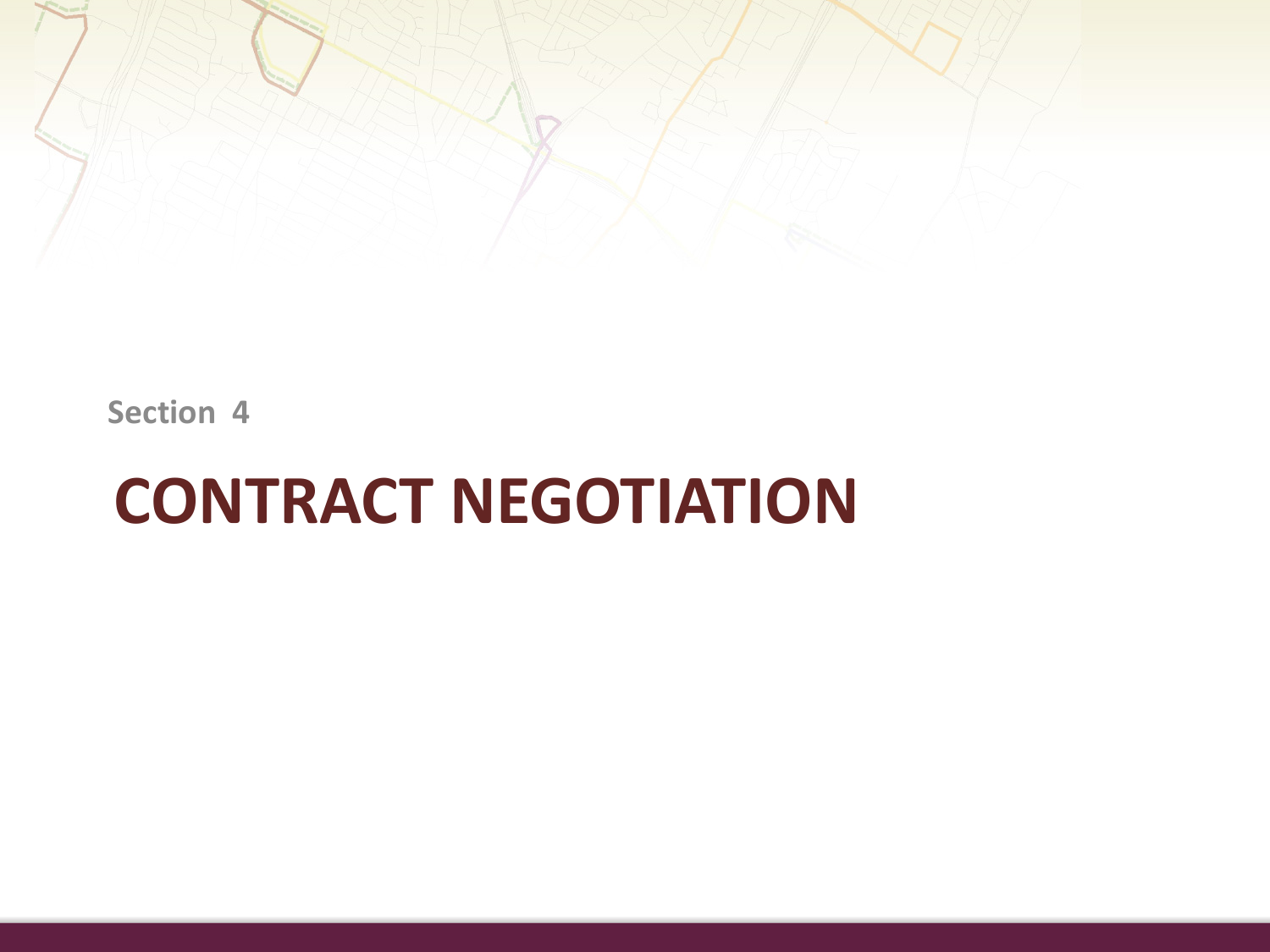Section 4

# CONTRACT NEGOTIATION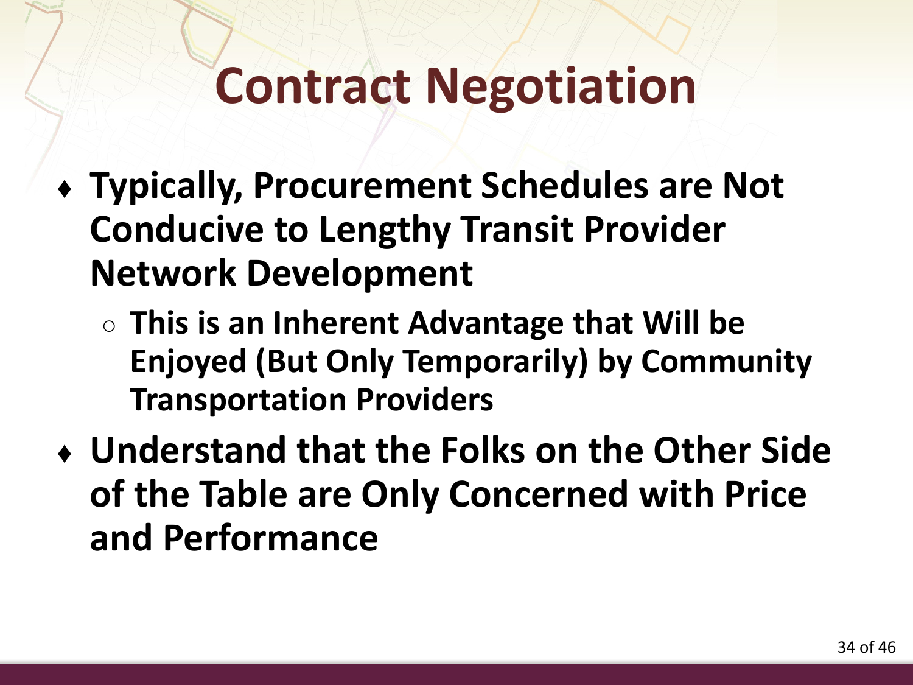# Contract Negotiation

- **Typically, Procurement Schedules are Not Conducive to Lengthy Transit Provider Network Development**
  - **This is an Inherent Advantage that Will be Enjoyed (But Only Temporarily) by Community Transportation Providers**
- **Understand that the Folks on the Other Side of the Table are Only Concerned with Price and Performance**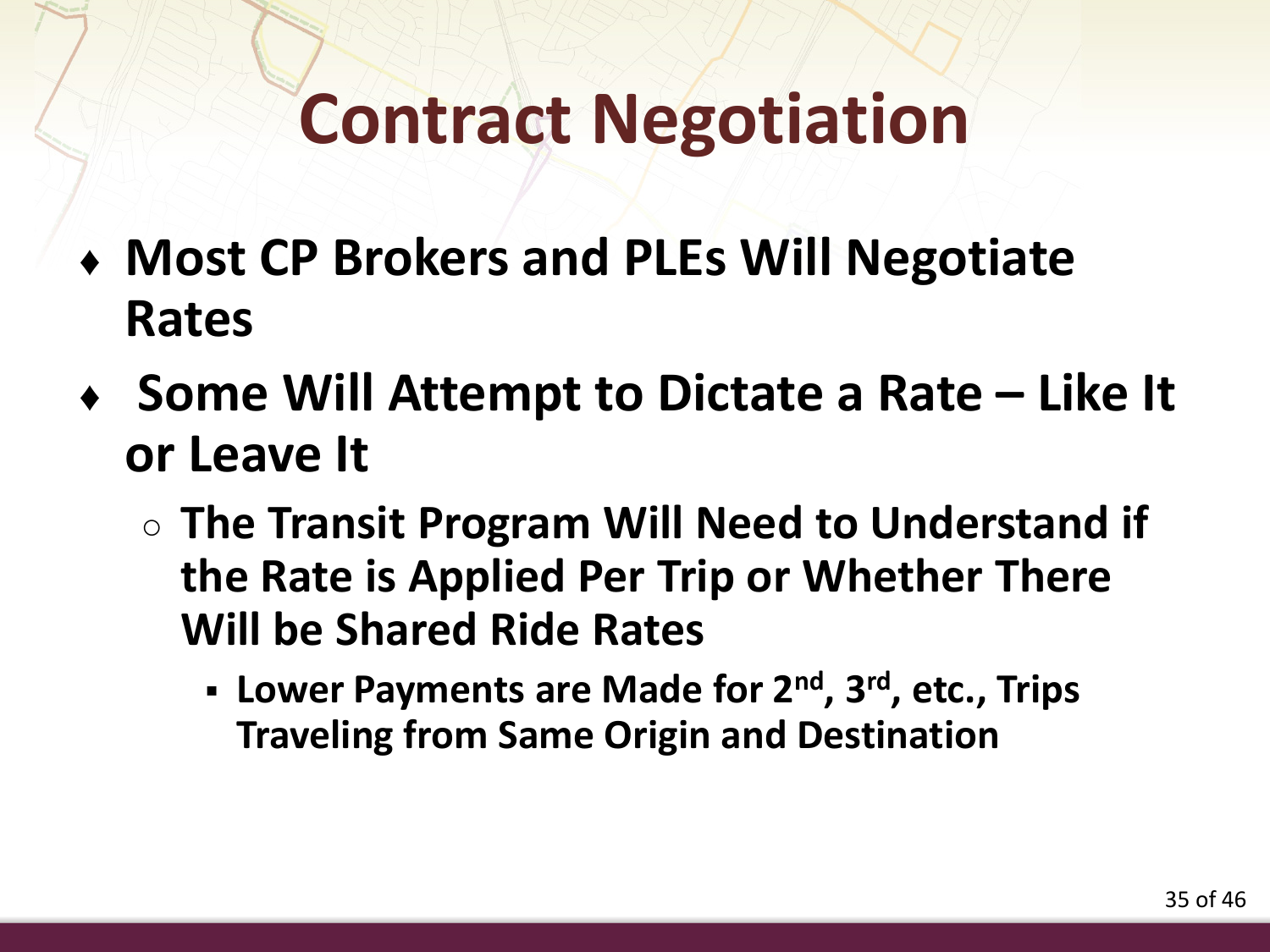# Contract Negotiation

- **Most CP Brokers and PLEs Will Negotiate Rates**
- **Some Will Attempt to Dictate a Rate – Like It or Leave It**
  - **The Transit Program Will Need to Understand if the Rate is Applied Per Trip or Whether There Will be Shared Ride Rates**
    - **Lower Payments are Made for 2nd, 3rd, etc., Trips Traveling from Same Origin and Destination**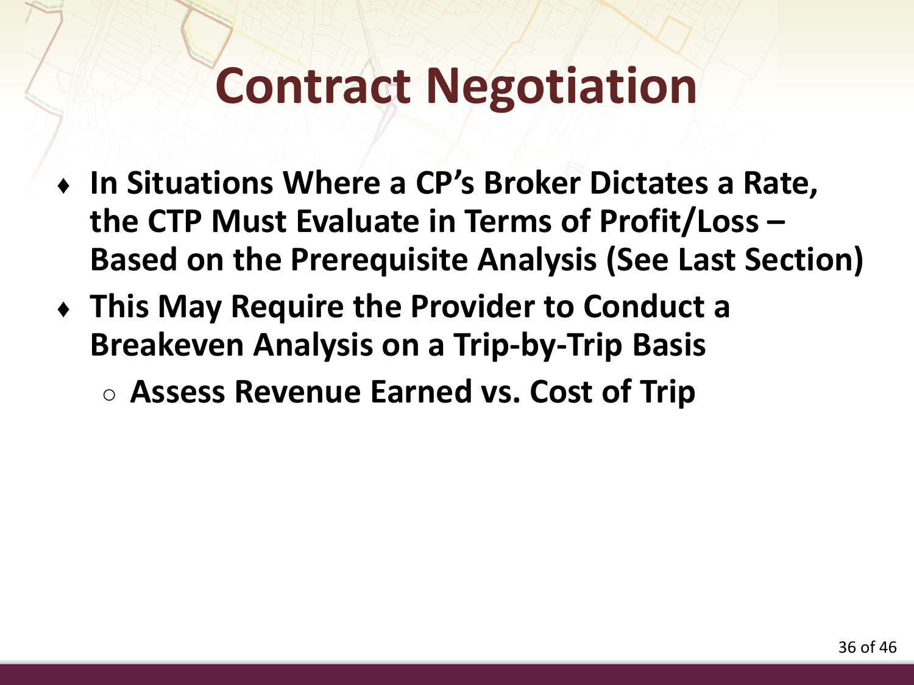# Contract Negotiation

- **In Situations Where a CP's Broker Dictates a Rate, the CTP Must Evaluate in Terms of Profit/Loss – Based on the Prerequisite Analysis (See Last Section)**
- **This May Require the Provider to Conduct a Breakeven Analysis on a Trip-by-Trip Basis**
  - **Assess Revenue Earned vs. Cost of Trip**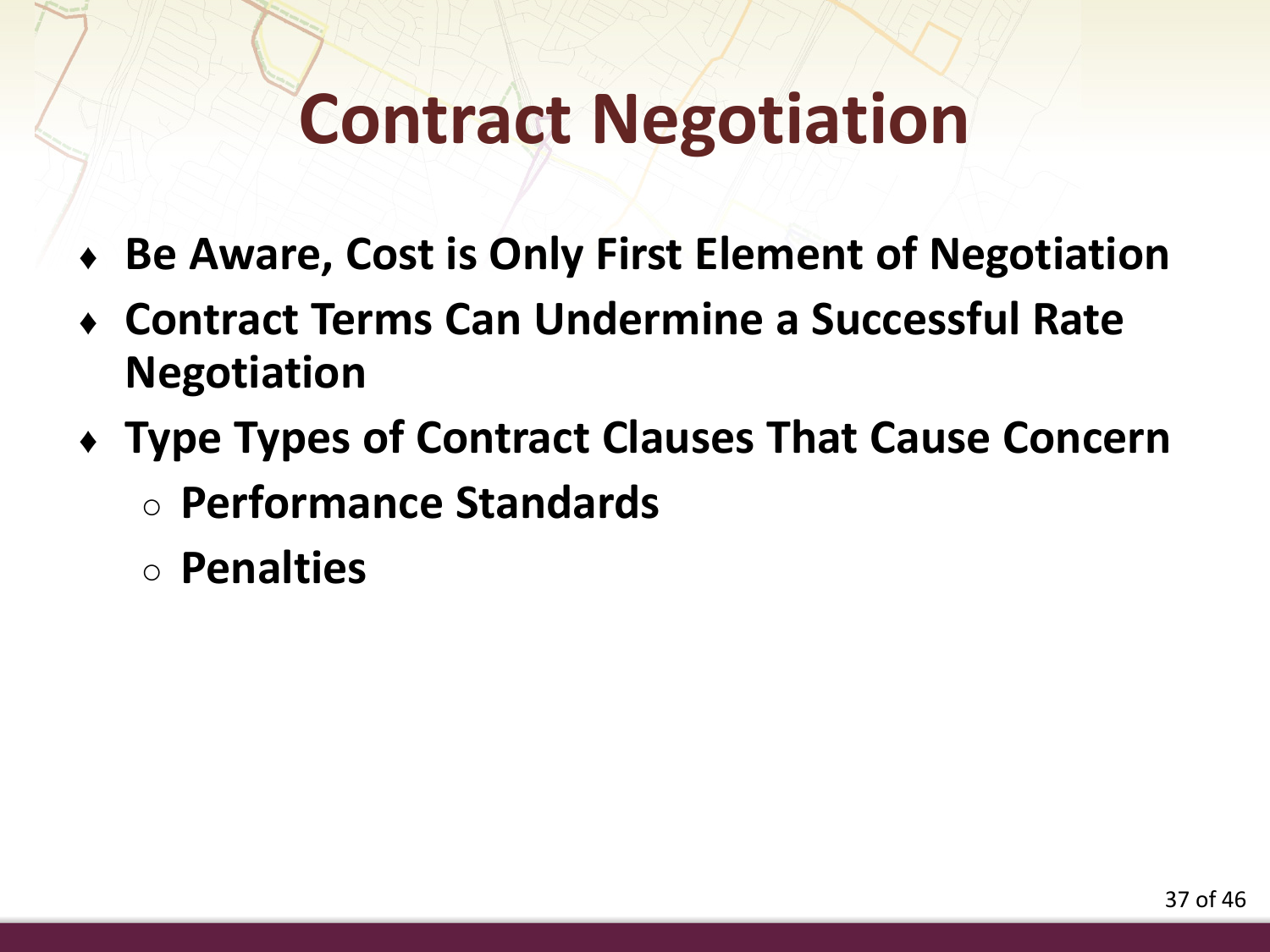# Contract Negotiation

- **Be Aware, Cost is Only First Element of Negotiation**
- **Contract Terms Can Undermine a Successful Rate Negotiation**
- **Type Types of Contract Clauses That Cause Concern**
  - **Performance Standards**
  - **Penalties**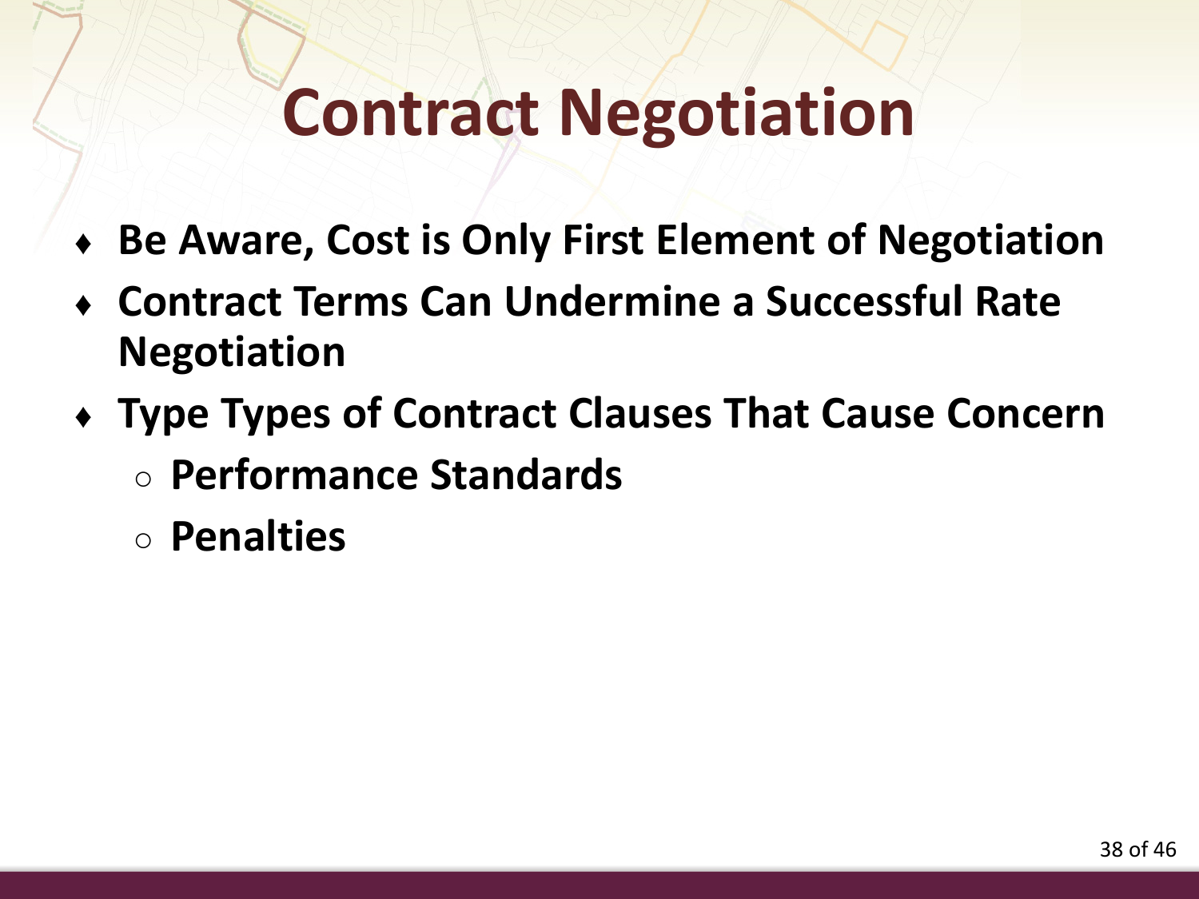# Contract Negotiation

- **Be Aware, Cost is Only First Element of Negotiation**
- **Contract Terms Can Undermine a Successful Rate Negotiation**
- **Type Types of Contract Clauses That Cause Concern**
  - **Performance Standards**
  - **Penalties**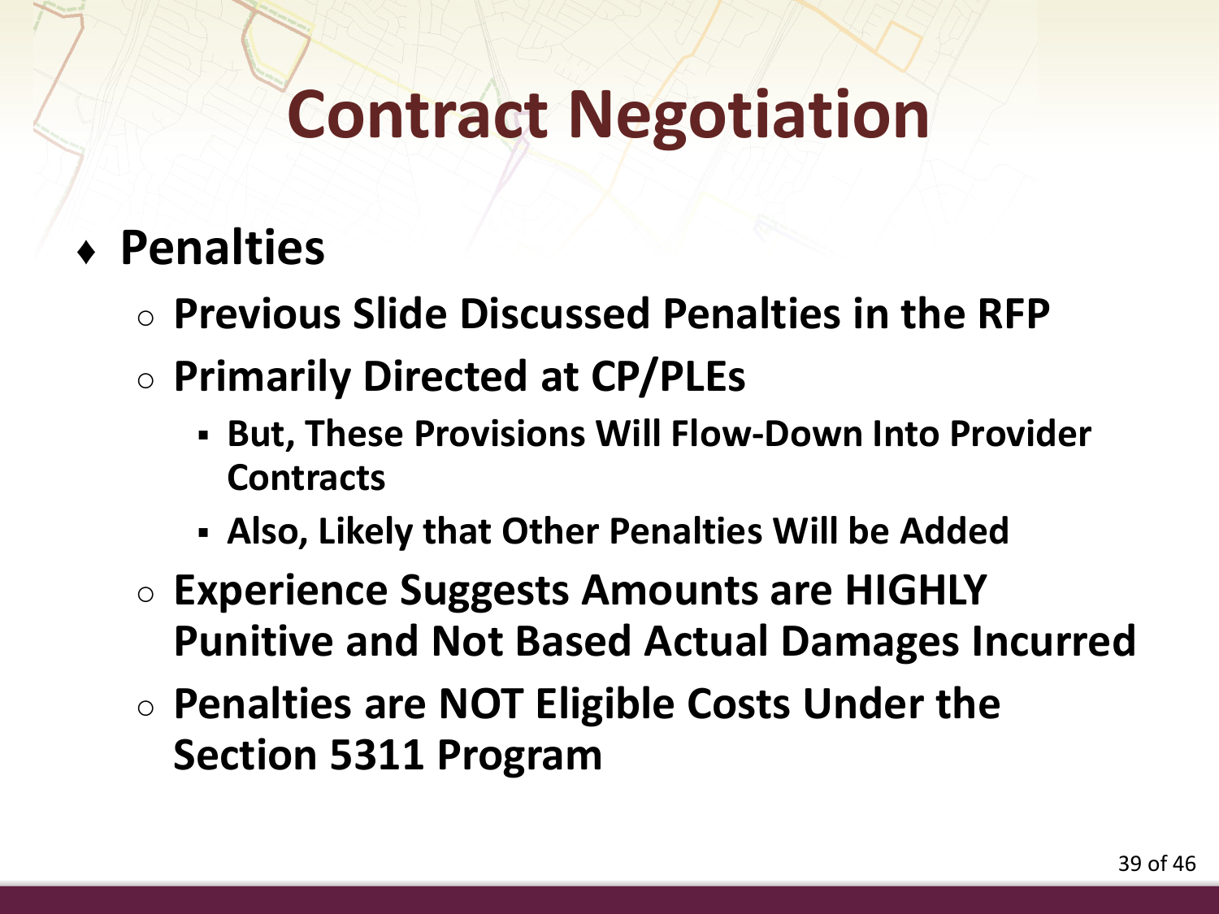# Contract Negotiation

- **Penalties**
  - **Previous Slide Discussed Penalties in the RFP**
  - **Primarily Directed at CP/PLEs**
    - **But, These Provisions Will Flow-Down Into Provider Contracts**
    - **Also, Likely that Other Penalties Will be Added**
  - **Experience Suggests Amounts are HIGHLY Punitive and Not Based Actual Damages Incurred**
  - **Penalties are NOT Eligible Costs Under the Section 5311 Program**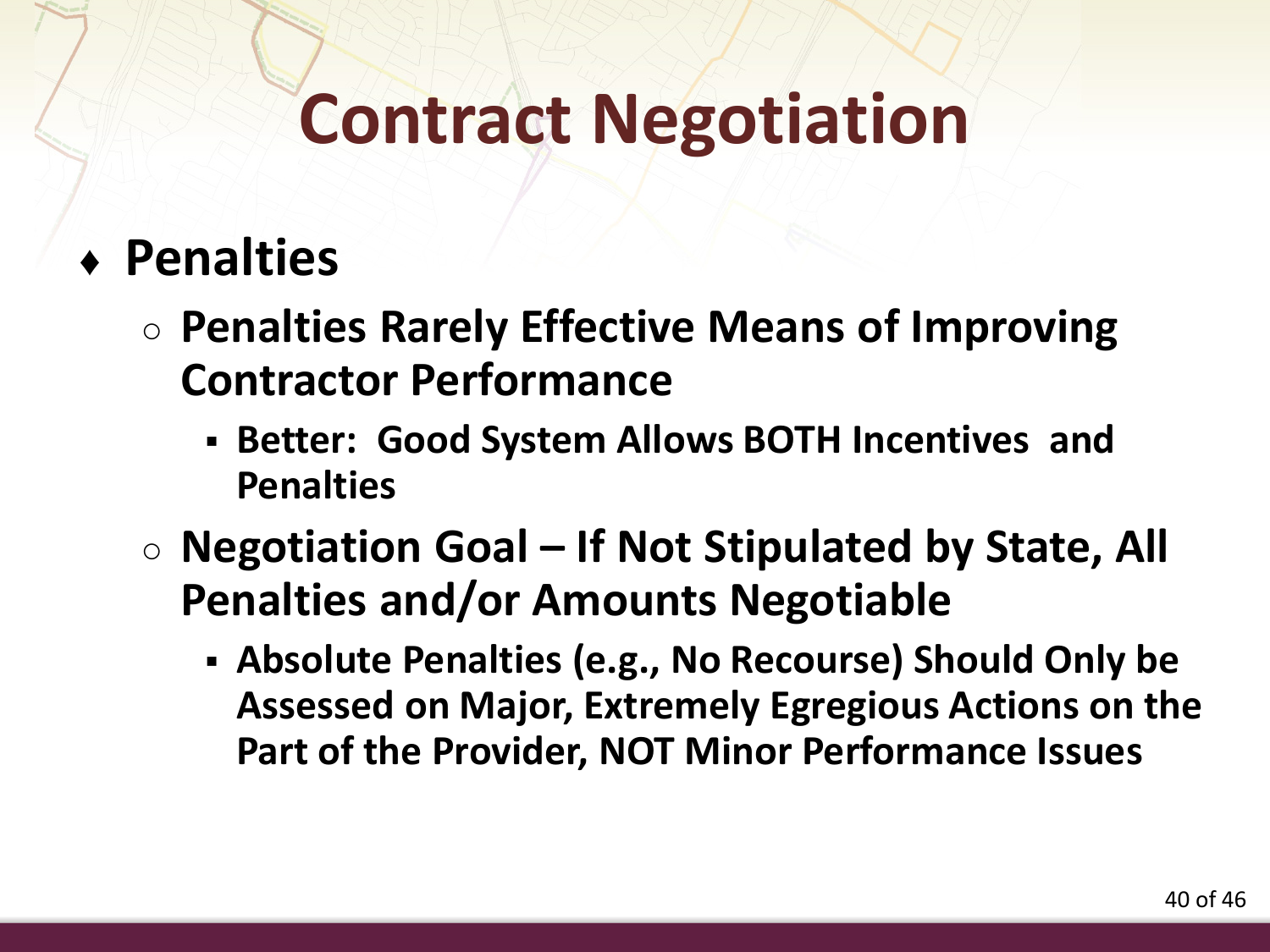# Contract Negotiation

- **Penalties**
  - **Penalties Rarely Effective Means of Improving Contractor Performance**
    - **Better: Good System Allows BOTH Incentives and Penalties**
  - **Negotiation Goal – If Not Stipulated by State, All Penalties and/or Amounts Negotiable**
    - **Absolute Penalties (e.g., No Recourse) Should Only be Assessed on Major, Extremely Egregious Actions on the Part of the Provider, NOT Minor Performance Issues**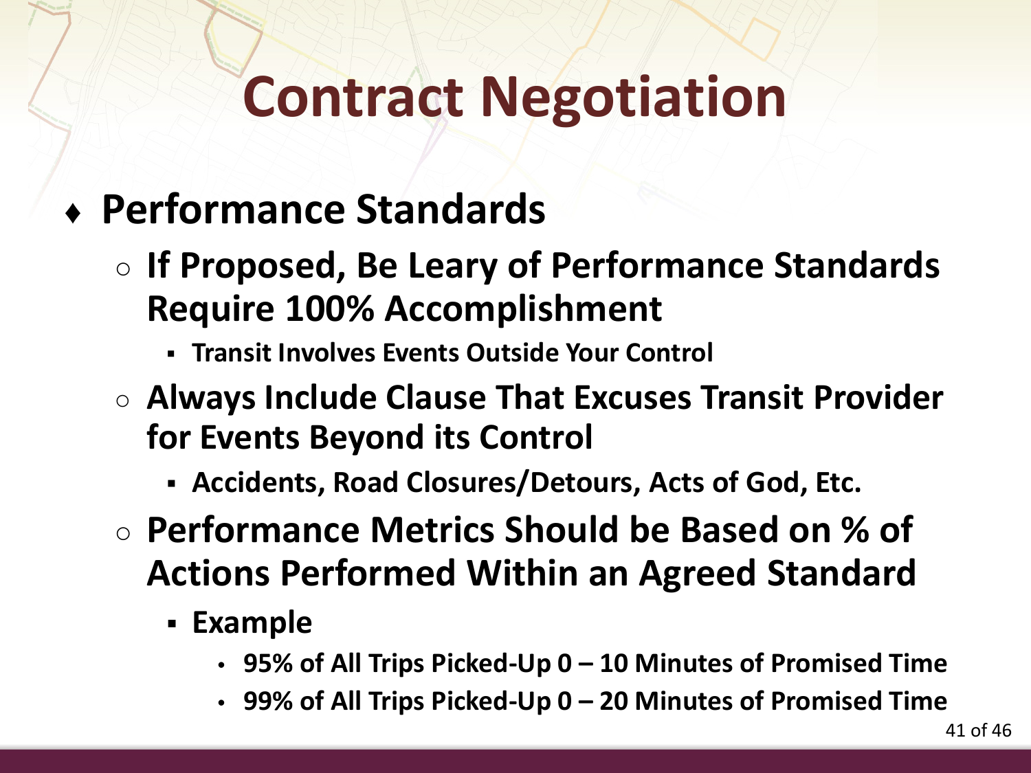# Contract Negotiation

- **Performance Standards**
  - **If Proposed, Be Leary of Performance Standards Require 100% Accomplishment**
    - **Transit Involves Events Outside Your Control**
  - **Always Include Clause That Excuses Transit Provider for Events Beyond its Control**
    - **Accidents, Road Closures/Detours, Acts of God, Etc.**
  - **Performance Metrics Should be Based on % of Actions Performed Within an Agreed Standard**
    - **Example**
      - **95% of All Trips Picked-Up 0 – 10 Minutes of Promised Time**
      - **99% of All Trips Picked-Up 0 – 20 Minutes of Promised Time**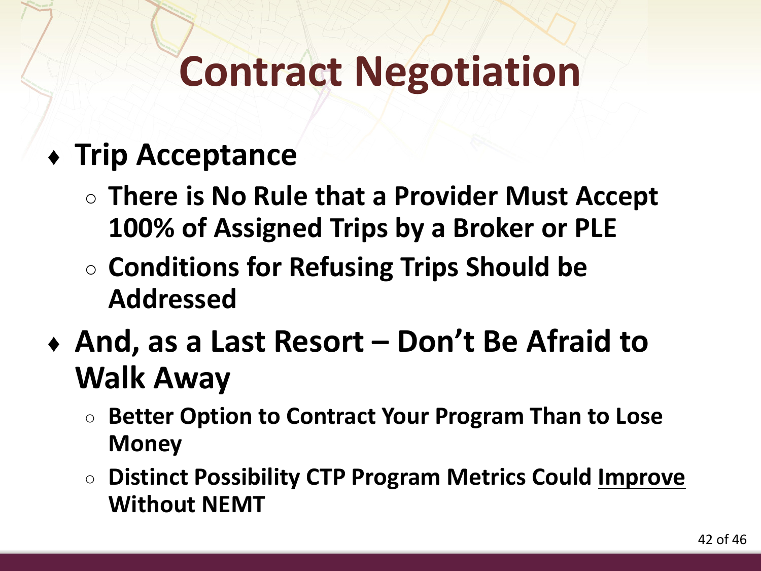# Contract Negotiation

- **Trip Acceptance**
  - **There is No Rule that a Provider Must Accept 100% of Assigned Trips by a Broker or PLE**
  - **Conditions for Refusing Trips Should be Addressed**
- **And, as a Last Resort – Don't Be Afraid to Walk Away**
  - **Better Option to Contract Your Program Than to Lose Money**
  - **Distinct Possibility CTP Program Metrics Could <u>Improve</u> Without NEMT**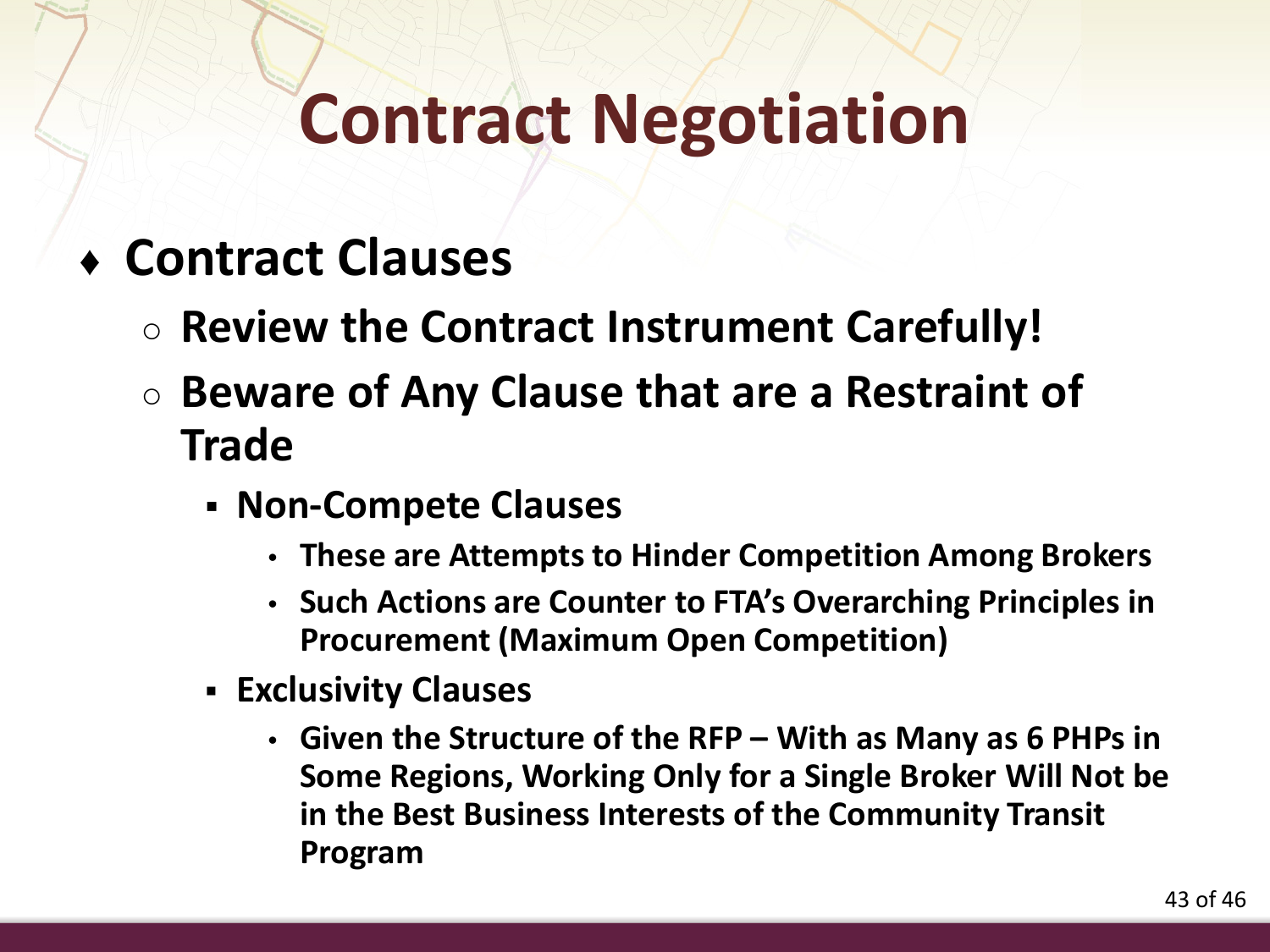# Contract Negotiation

- **Contract Clauses**
  - **Review the Contract Instrument Carefully!**
  - **Beware of Any Clause that are a Restraint of Trade**
    - **Non-Compete Clauses**
      - **These are Attempts to Hinder Competition Among Brokers**
      - **Such Actions are Counter to FTA's Overarching Principles in Procurement (Maximum Open Competition)**
    - **Exclusivity Clauses**
      - **Given the Structure of the RFP – With as Many as 6 PHPs in Some Regions, Working Only for a Single Broker Will Not be in the Best Business Interests of the Community Transit Program**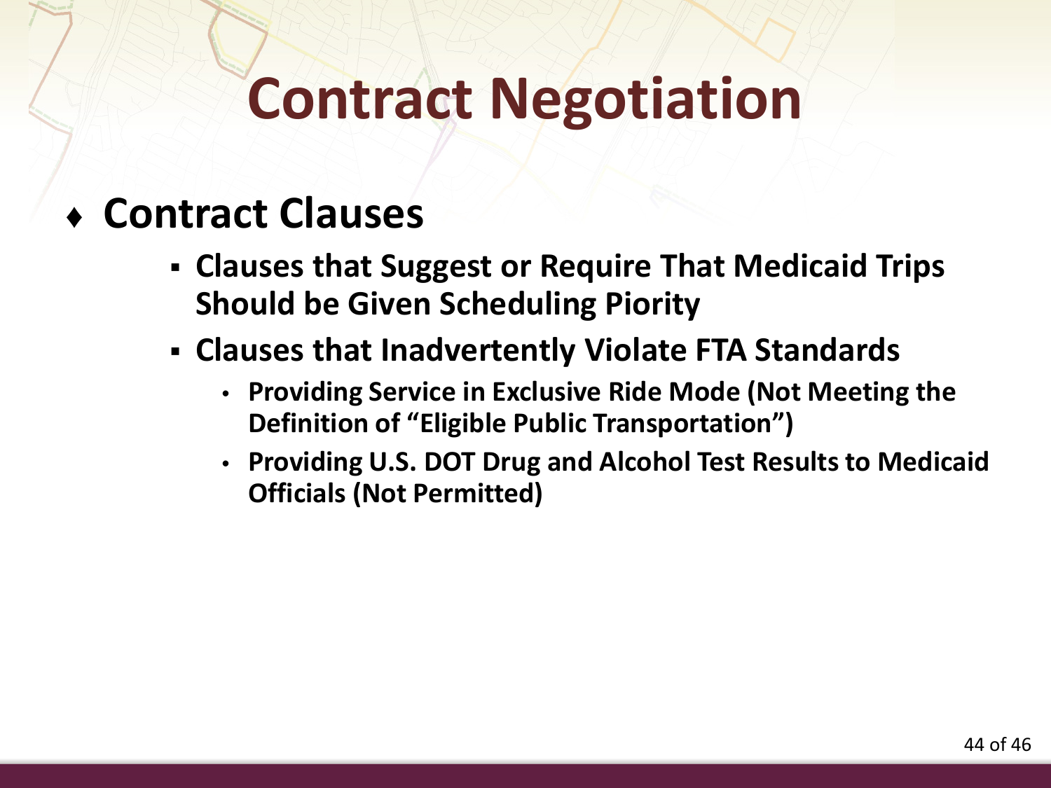# Contract Negotiation

- **Contract Clauses**
  - **Clauses that Suggest or Require That Medicaid Trips Should be Given Scheduling Piority**
  - **Clauses that Inadvertently Violate FTA Standards**
    - **Providing Service in Exclusive Ride Mode (Not Meeting the Definition of "Eligible Public Transportation")**
    - **Providing U.S. DOT Drug and Alcohol Test Results to Medicaid Officials (Not Permitted)**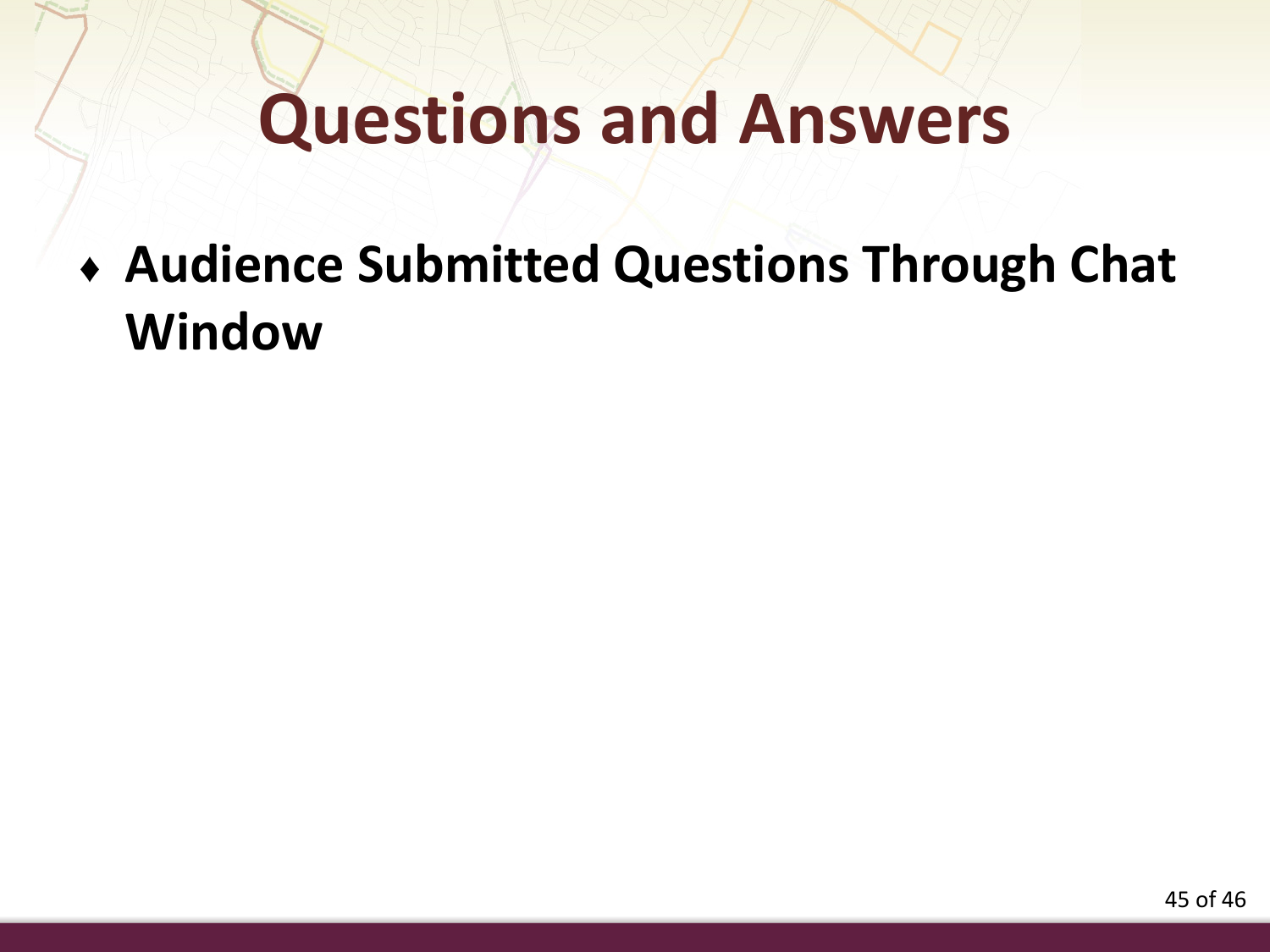# Questions and Answers

- **Audience Submitted Questions Through Chat Window**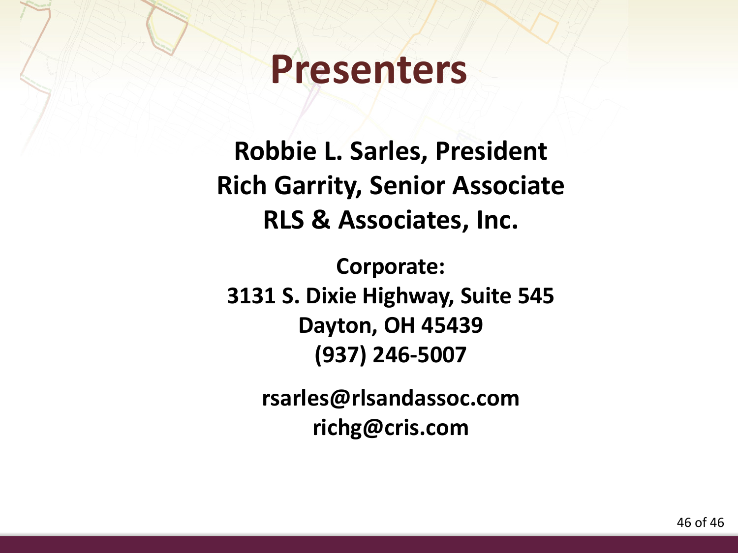# Presenters

**Robbie L. Sarles, President**
**Rich Garrity, Senior Associate**
**RLS & Associates, Inc.**

**Corporate:**
**3131 S. Dixie Highway, Suite 545**
**Dayton, OH 45439**
**(937) 246-5007**

**rsarles@rlsandassoc.com**
**richg@cris.com**